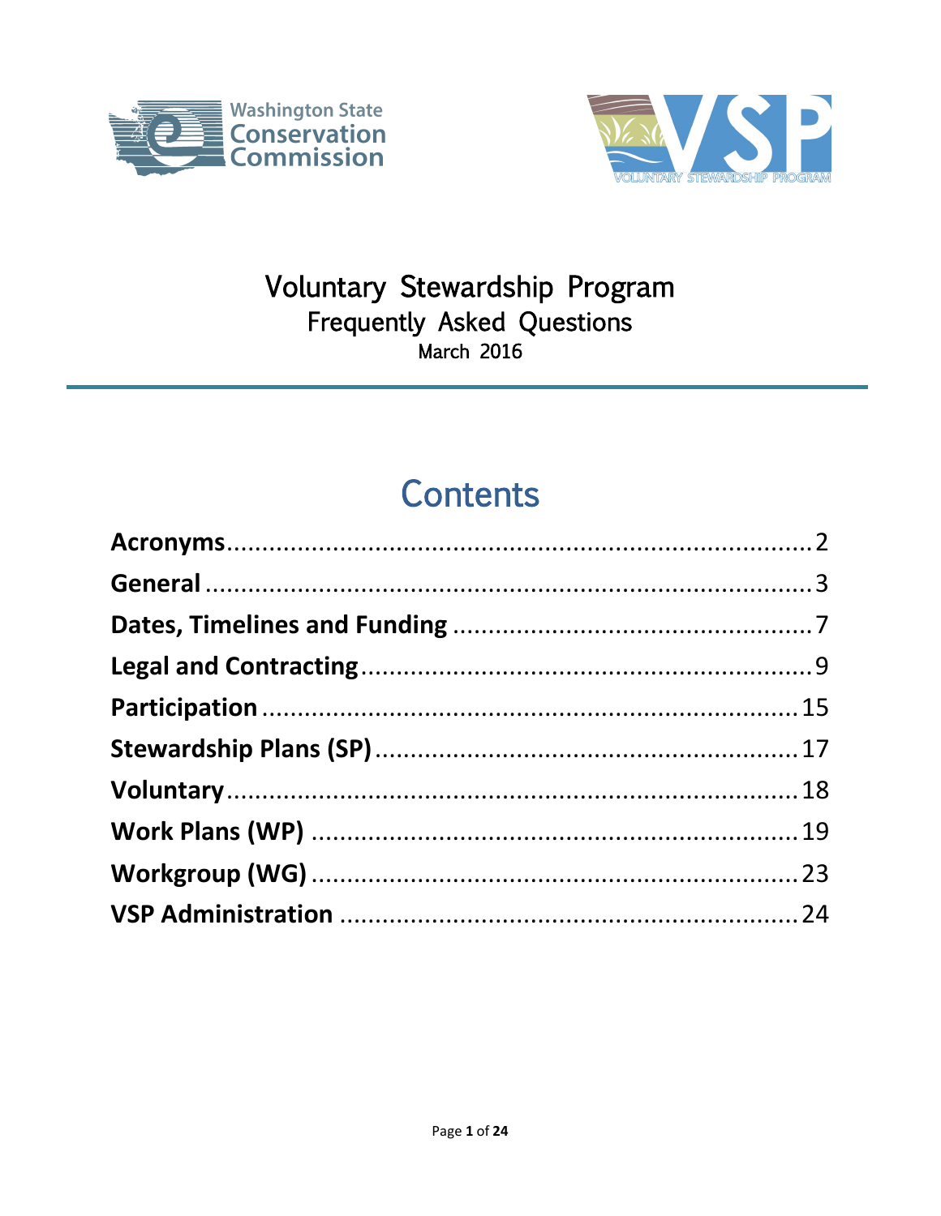# Voluntary Stewardship Program

## Frequently Asked Questions

March 2016

## Contents

| Section | Page |
| --- | --- |
| **Acronyms** | 2 |
| **General** | 3 |
| **Dates, Timelines and Funding** | 7 |
| **Legal and Contracting** | 9 |
| **Participation** | 15 |
| **Stewardship Plans (SP)** | 17 |
| **Voluntary** | 18 |
| **Work Plans (WP)** | 19 |
| **Workgroup (WG)** | 23 |
| **VSP Administration** | 24 |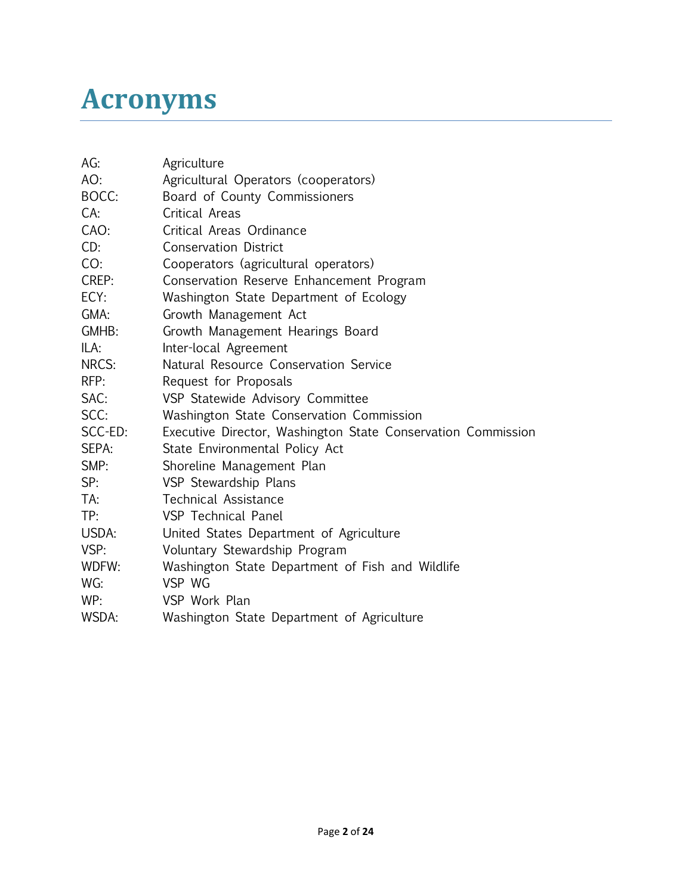# Acronyms

AG: Agriculture
AO: Agricultural Operators (cooperators)
BOCC: Board of County Commissioners
CA: Critical Areas
CAO: Critical Areas Ordinance
CD: Conservation District
CO: Cooperators (agricultural operators)
CREP: Conservation Reserve Enhancement Program
ECY: Washington State Department of Ecology
GMA: Growth Management Act
GMHB: Growth Management Hearings Board
ILA: Inter-local Agreement
NRCS: Natural Resource Conservation Service
RFP: Request for Proposals
SAC: VSP Statewide Advisory Committee
SCC: Washington State Conservation Commission
SCC-ED: Executive Director, Washington State Conservation Commission
SEPA: State Environmental Policy Act
SMP: Shoreline Management Plan
SP: VSP Stewardship Plans
TA: Technical Assistance
TP: VSP Technical Panel
USDA: United States Department of Agriculture
VSP: Voluntary Stewardship Program
WDFW: Washington State Department of Fish and Wildlife
WG: VSP WG
WP: VSP Work Plan
WSDA: Washington State Department of Agriculture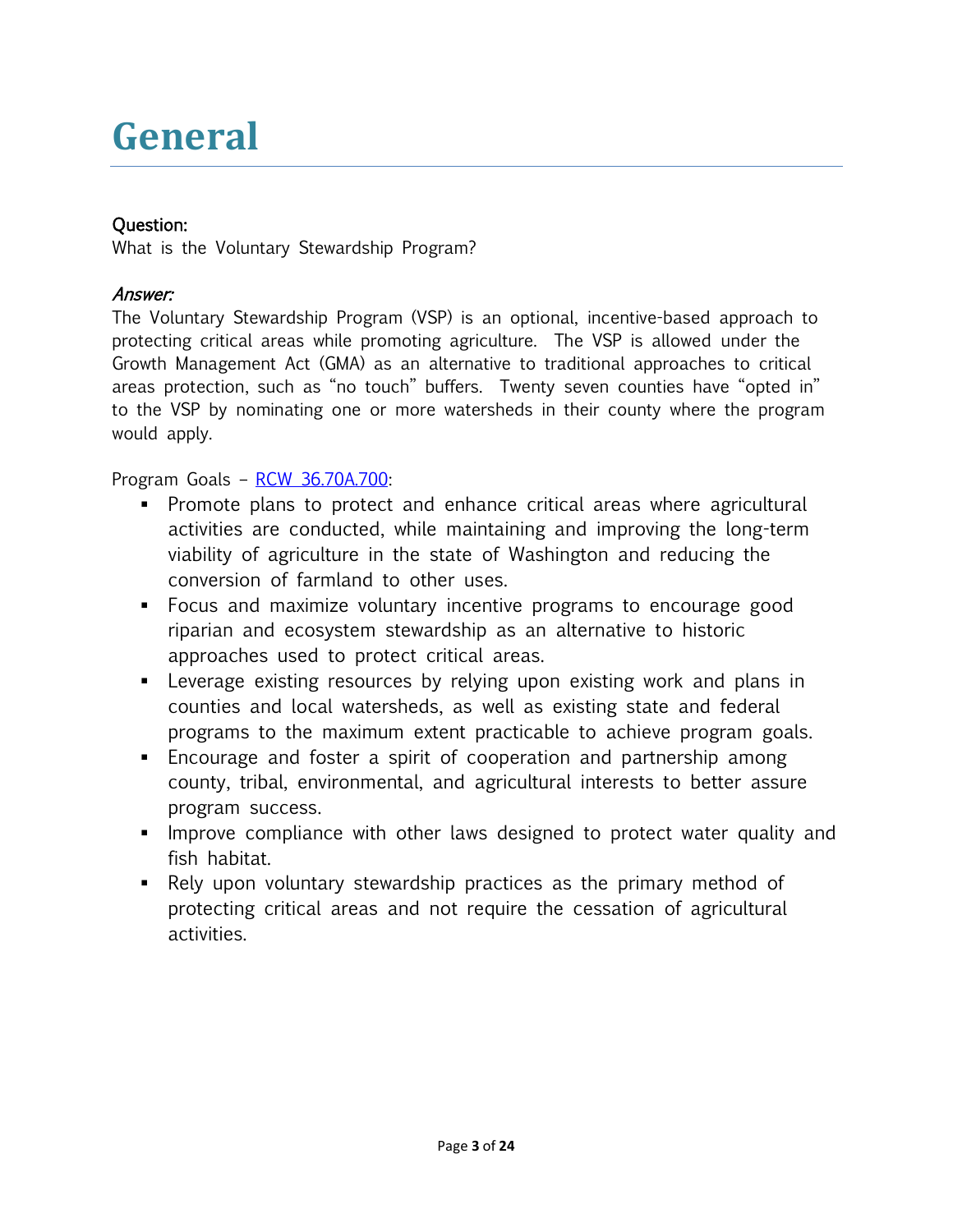# General

Question:
What is the Voluntary Stewardship Program?

*Answer:*
The Voluntary Stewardship Program (VSP) is an optional, incentive-based approach to protecting critical areas while promoting agriculture. The VSP is allowed under the Growth Management Act (GMA) as an alternative to traditional approaches to critical areas protection, such as “no touch” buffers. Twenty seven counties have “opted in” to the VSP by nominating one or more watersheds in their county where the program would apply.

Program Goals – [RCW 36.70A.700](RCW 36.70A.700):

- Promote plans to protect and enhance critical areas where agricultural activities are conducted, while maintaining and improving the long-term viability of agriculture in the state of Washington and reducing the conversion of farmland to other uses.
- Focus and maximize voluntary incentive programs to encourage good riparian and ecosystem stewardship as an alternative to historic approaches used to protect critical areas.
- Leverage existing resources by relying upon existing work and plans in counties and local watersheds, as well as existing state and federal programs to the maximum extent practicable to achieve program goals.
- Encourage and foster a spirit of cooperation and partnership among county, tribal, environmental, and agricultural interests to better assure program success.
- Improve compliance with other laws designed to protect water quality and fish habitat.
- Rely upon voluntary stewardship practices as the primary method of protecting critical areas and not require the cessation of agricultural activities.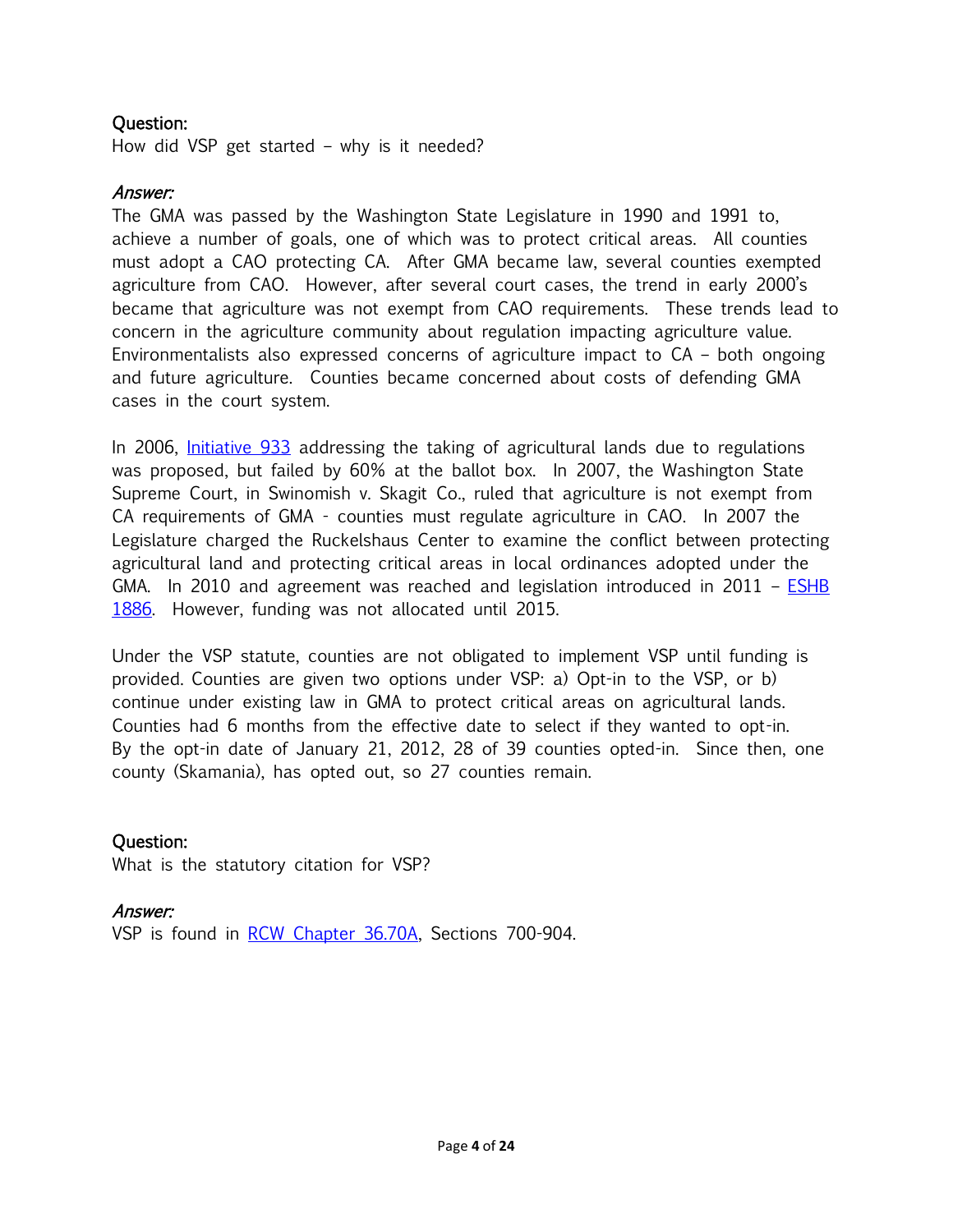**Question:**
How did VSP get started – why is it needed?

***Answer:***
The GMA was passed by the Washington State Legislature in 1990 and 1991 to, achieve a number of goals, one of which was to protect critical areas. All counties must adopt a CAO protecting CA. After GMA became law, several counties exempted agriculture from CAO. However, after several court cases, the trend in early 2000's became that agriculture was not exempt from CAO requirements. These trends lead to concern in the agriculture community about regulation impacting agriculture value. Environmentalists also expressed concerns of agriculture impact to CA – both ongoing and future agriculture. Counties became concerned about costs of defending GMA cases in the court system.

In 2006, [Initiative 933] addressing the taking of agricultural lands due to regulations was proposed, but failed by 60% at the ballot box. In 2007, the Washington State Supreme Court, in Swinomish v. Skagit Co., ruled that agriculture is not exempt from CA requirements of GMA - counties must regulate agriculture in CAO. In 2007 the Legislature charged the Ruckelshaus Center to examine the conflict between protecting agricultural land and protecting critical areas in local ordinances adopted under the GMA. In 2010 and agreement was reached and legislation introduced in 2011 – [ESHB 1886]. However, funding was not allocated until 2015.

Under the VSP statute, counties are not obligated to implement VSP until funding is provided. Counties are given two options under VSP: a) Opt-in to the VSP, or b) continue under existing law in GMA to protect critical areas on agricultural lands. Counties had 6 months from the effective date to select if they wanted to opt-in. By the opt-in date of January 21, 2012, 28 of 39 counties opted-in. Since then, one county (Skamania), has opted out, so 27 counties remain.

**Question:**
What is the statutory citation for VSP?

***Answer:***
VSP is found in [RCW Chapter 36.70A], Sections 700-904.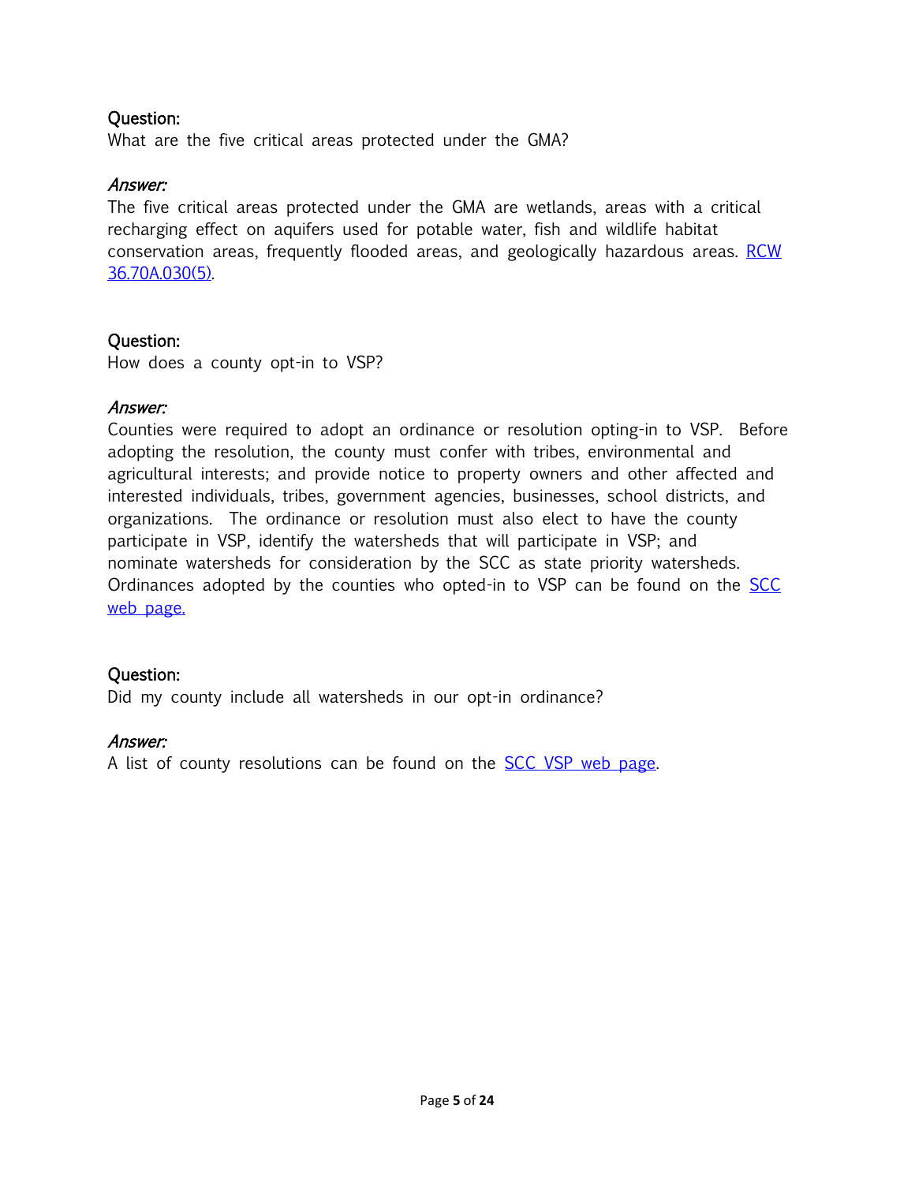Question:
What are the five critical areas protected under the GMA?

*Answer:*
The five critical areas protected under the GMA are wetlands, areas with a critical recharging effect on aquifers used for potable water, fish and wildlife habitat conservation areas, frequently flooded areas, and geologically hazardous areas. RCW 36.70A.030(5).

Question:
How does a county opt-in to VSP?

*Answer:*
Counties were required to adopt an ordinance or resolution opting-in to VSP. Before adopting the resolution, the county must confer with tribes, environmental and agricultural interests; and provide notice to property owners and other affected and interested individuals, tribes, government agencies, businesses, school districts, and organizations. The ordinance or resolution must also elect to have the county participate in VSP, identify the watersheds that will participate in VSP; and nominate watersheds for consideration by the SCC as state priority watersheds. Ordinances adopted by the counties who opted-in to VSP can be found on the SCC web page.

Question:
Did my county include all watersheds in our opt-in ordinance?

*Answer:*
A list of county resolutions can be found on the SCC VSP web page.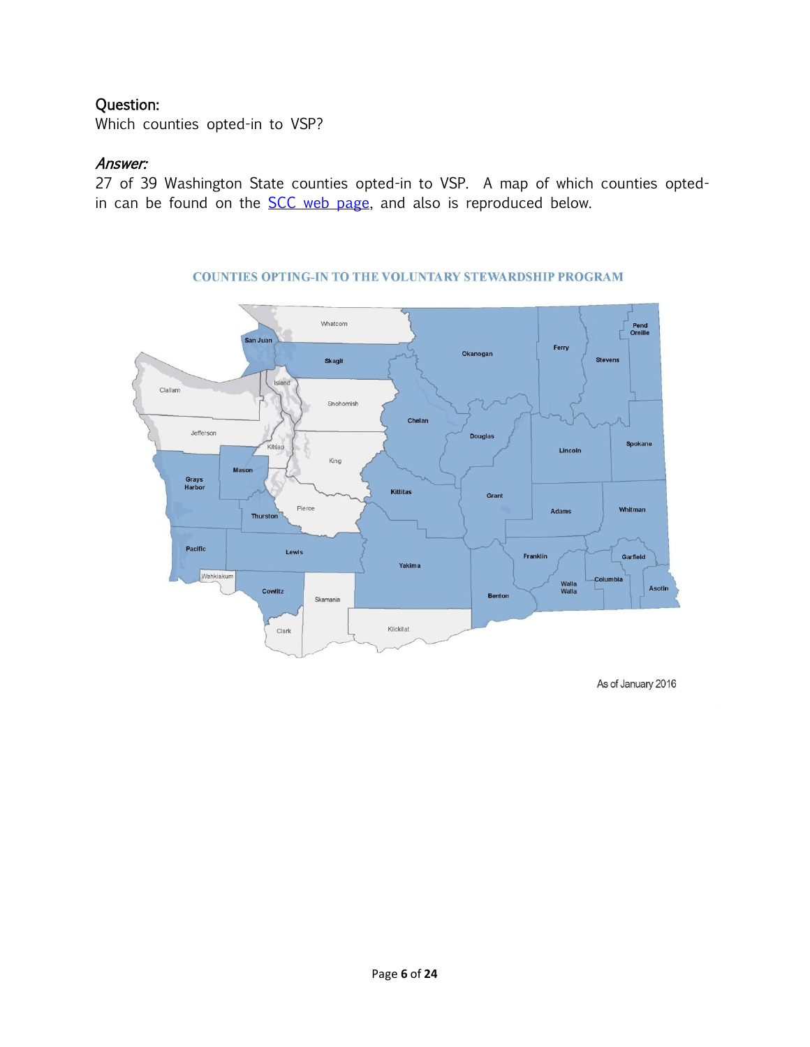**Question:**

Which counties opted-in to VSP?

***Answer:***

27 of 39 Washington State counties opted-in to VSP. A map of which counties opted-in can be found on the [SCC web page](), and also is reproduced below.

COUNTIES OPTING-IN TO THE VOLUNTARY STEWARDSHIP PROGRAM

As of January 2016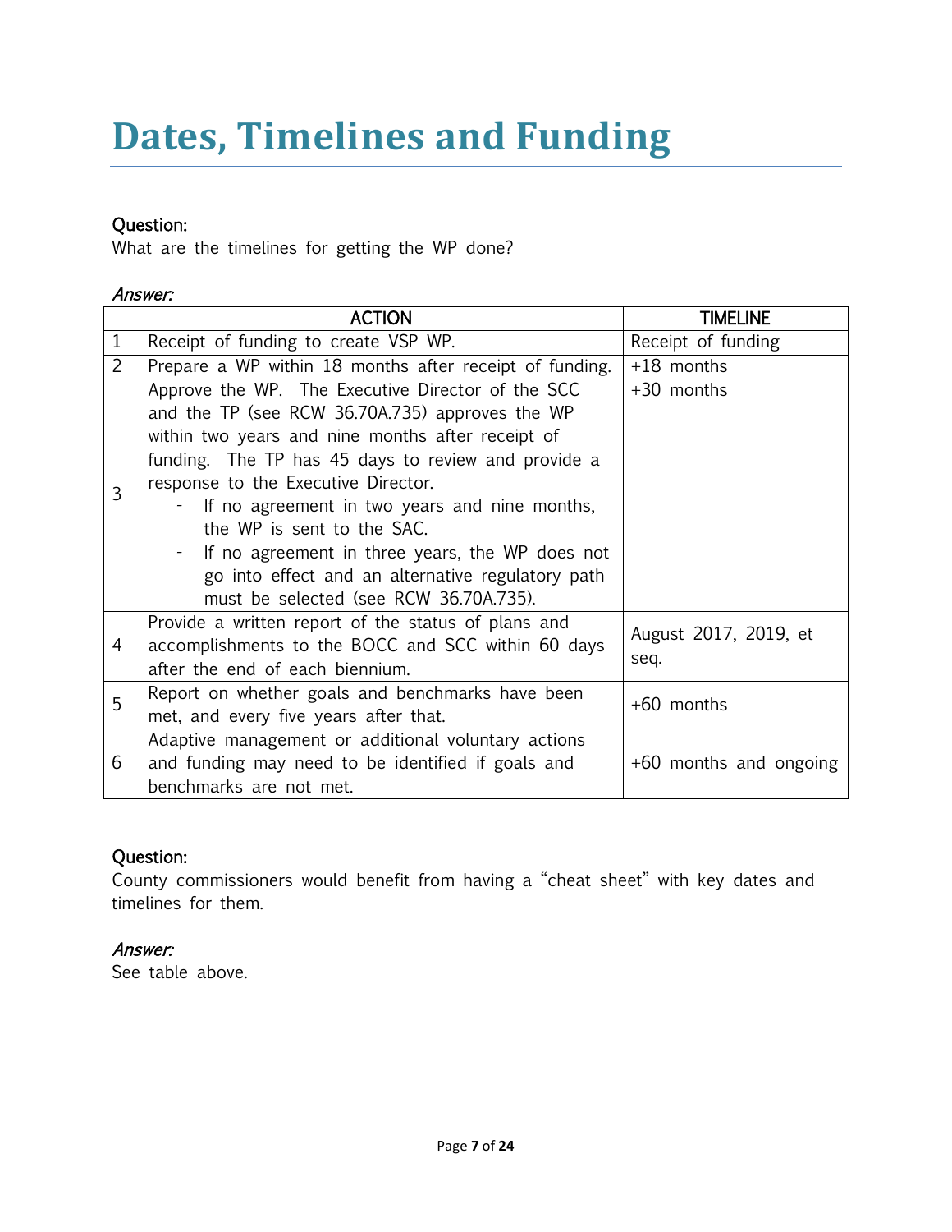# Dates, Timelines and Funding

**Question:**
What are the timelines for getting the WP done?

***Answer:***

| | ACTION | TIMELINE |
|---|---|---|
| 1 | Receipt of funding to create VSP WP. | Receipt of funding |
| 2 | Prepare a WP within 18 months after receipt of funding. | +18 months |
| 3 | Approve the WP. The Executive Director of the SCC and the TP (see RCW 36.70A.735) approves the WP within two years and nine months after receipt of funding. The TP has 45 days to review and provide a response to the Executive Director. <br> - If no agreement in two years and nine months, the WP is sent to the SAC. <br> - If no agreement in three years, the WP does not go into effect and an alternative regulatory path must be selected (see RCW 36.70A.735). | +30 months |
| 4 | Provide a written report of the status of plans and accomplishments to the BOCC and SCC within 60 days after the end of each biennium. | August 2017, 2019, et seq. |
| 5 | Report on whether goals and benchmarks have been met, and every five years after that. | +60 months |
| 6 | Adaptive management or additional voluntary actions and funding may need to be identified if goals and benchmarks are not met. | +60 months and ongoing |

**Question:**
County commissioners would benefit from having a "cheat sheet" with key dates and timelines for them.

***Answer:***
See table above.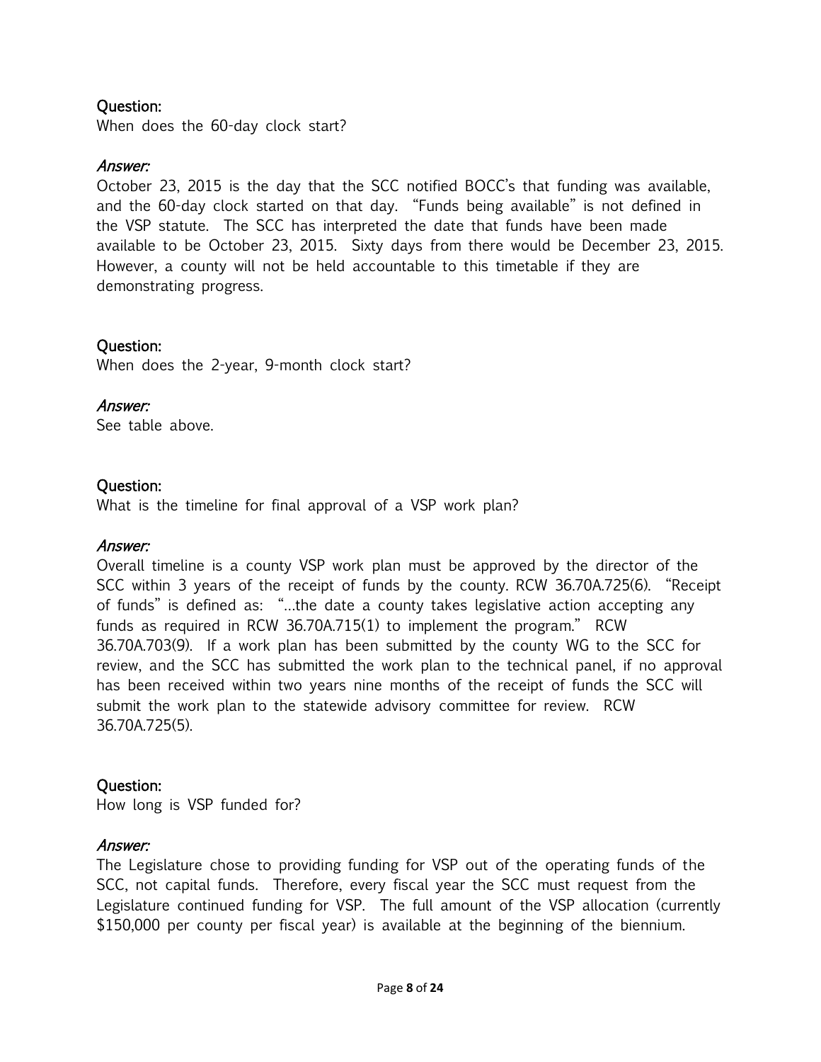**Question:**
When does the 60-day clock start?

***Answer:***
October 23, 2015 is the day that the SCC notified BOCC's that funding was available, and the 60-day clock started on that day. "Funds being available" is not defined in the VSP statute. The SCC has interpreted the date that funds have been made available to be October 23, 2015. Sixty days from there would be December 23, 2015. However, a county will not be held accountable to this timetable if they are demonstrating progress.

**Question:**
When does the 2-year, 9-month clock start?

***Answer:***
See table above.

**Question:**
What is the timeline for final approval of a VSP work plan?

***Answer:***
Overall timeline is a county VSP work plan must be approved by the director of the SCC within 3 years of the receipt of funds by the county. RCW 36.70A.725(6). "Receipt of funds" is defined as: "…the date a county takes legislative action accepting any funds as required in RCW 36.70A.715(1) to implement the program." RCW 36.70A.703(9). If a work plan has been submitted by the county WG to the SCC for review, and the SCC has submitted the work plan to the technical panel, if no approval has been received within two years nine months of the receipt of funds the SCC will submit the work plan to the statewide advisory committee for review. RCW 36.70A.725(5).

**Question:**
How long is VSP funded for?

***Answer:***
The Legislature chose to providing funding for VSP out of the operating funds of the SCC, not capital funds. Therefore, every fiscal year the SCC must request from the Legislature continued funding for VSP. The full amount of the VSP allocation (currently $150,000 per county per fiscal year) is available at the beginning of the biennium.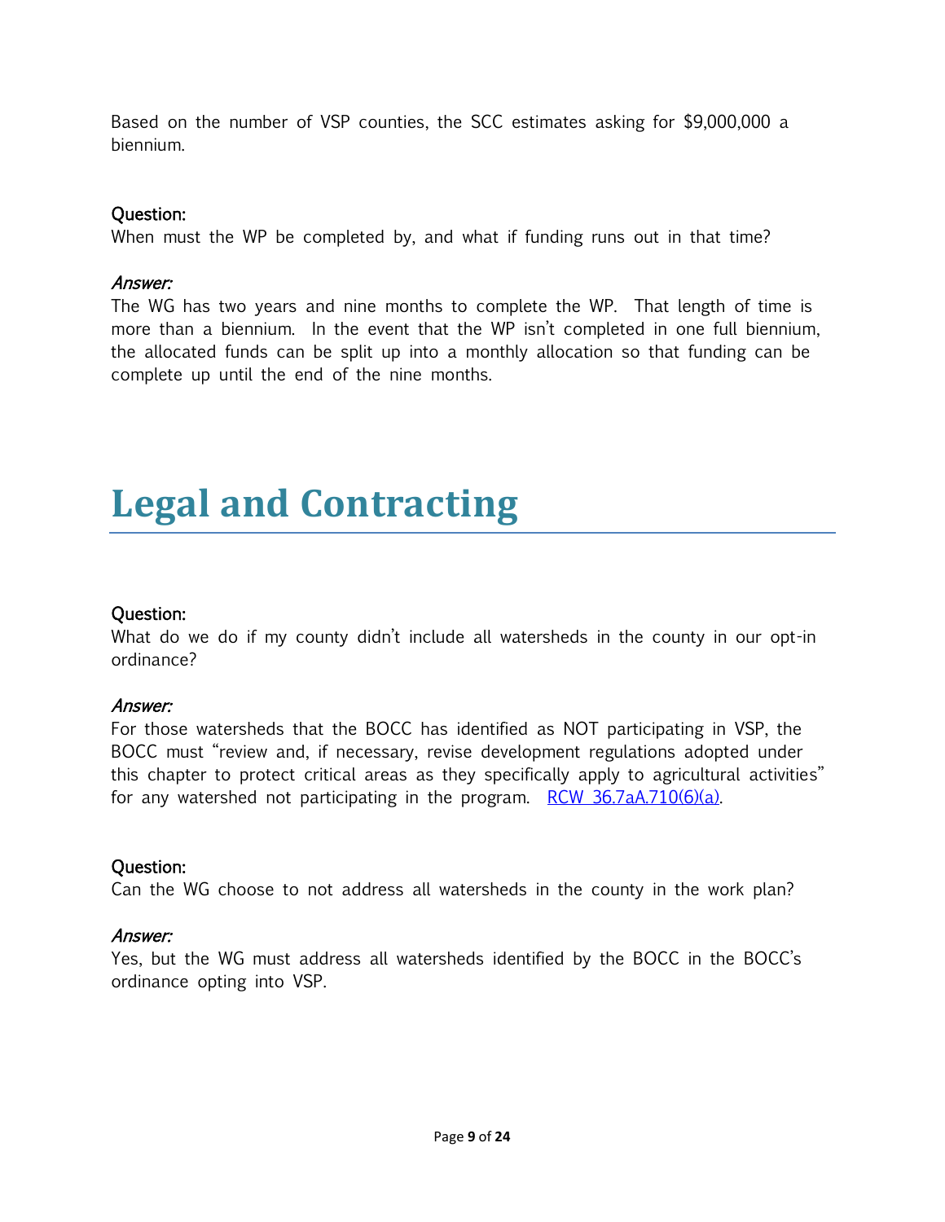Based on the number of VSP counties, the SCC estimates asking for $9,000,000 a biennium.

**Question:**
When must the WP be completed by, and what if funding runs out in that time?

***Answer:***
The WG has two years and nine months to complete the WP. That length of time is more than a biennium. In the event that the WP isn't completed in one full biennium, the allocated funds can be split up into a monthly allocation so that funding can be complete up until the end of the nine months.

# Legal and Contracting

**Question:**
What do we do if my county didn't include all watersheds in the county in our opt-in ordinance?

***Answer:***
For those watersheds that the BOCC has identified as NOT participating in VSP, the BOCC must "review and, if necessary, revise development regulations adopted under this chapter to protect critical areas as they specifically apply to agricultural activities" for any watershed not participating in the program. [RCW 36.7aA.710(6)(a)](RCW 36.7aA.710(6)(a)).

**Question:**
Can the WG choose to not address all watersheds in the county in the work plan?

***Answer:***
Yes, but the WG must address all watersheds identified by the BOCC in the BOCC's ordinance opting into VSP.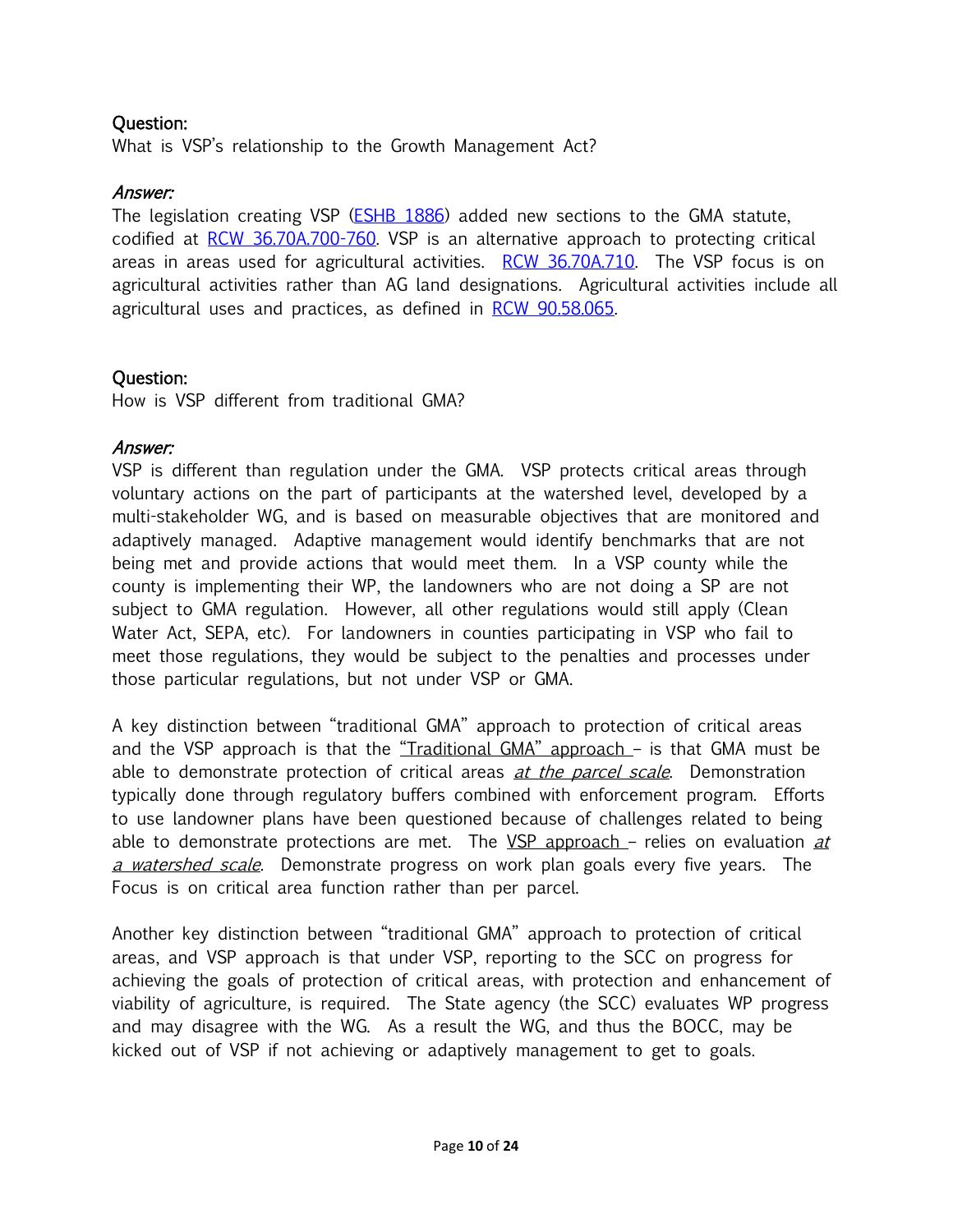**Question:**
What is VSP's relationship to the Growth Management Act?

***Answer:***
The legislation creating VSP ([ESHB 1886](ESHB 1886)) added new sections to the GMA statute, codified at [RCW 36.70A.700-760](RCW 36.70A.700-760). VSP is an alternative approach to protecting critical areas in areas used for agricultural activities. [RCW 36.70A.710](RCW 36.70A.710). The VSP focus is on agricultural activities rather than AG land designations. Agricultural activities include all agricultural uses and practices, as defined in [RCW 90.58.065](RCW 90.58.065).

**Question:**
How is VSP different from traditional GMA?

***Answer:***
VSP is different than regulation under the GMA. VSP protects critical areas through voluntary actions on the part of participants at the watershed level, developed by a multi-stakeholder WG, and is based on measurable objectives that are monitored and adaptively managed. Adaptive management would identify benchmarks that are not being met and provide actions that would meet them. In a VSP county while the county is implementing their WP, the landowners who are not doing a SP are not subject to GMA regulation. However, all other regulations would still apply (Clean Water Act, SEPA, etc). For landowners in counties participating in VSP who fail to meet those regulations, they would be subject to the penalties and processes under those particular regulations, but not under VSP or GMA.

A key distinction between "traditional GMA" approach to protection of critical areas and the VSP approach is that the <u>"Traditional GMA" approach</u> – is that GMA must be able to demonstrate protection of critical areas <u>*at the parcel scale*</u>. Demonstration typically done through regulatory buffers combined with enforcement program. Efforts to use landowner plans have been questioned because of challenges related to being able to demonstrate protections are met. The <u>VSP approach</u> – relies on evaluation <u>*at a watershed scale*</u>. Demonstrate progress on work plan goals every five years. The Focus is on critical area function rather than per parcel.

Another key distinction between "traditional GMA" approach to protection of critical areas, and VSP approach is that under VSP, reporting to the SCC on progress for achieving the goals of protection of critical areas, with protection and enhancement of viability of agriculture, is required. The State agency (the SCC) evaluates WP progress and may disagree with the WG. As a result the WG, and thus the BOCC, may be kicked out of VSP if not achieving or adaptively management to get to goals.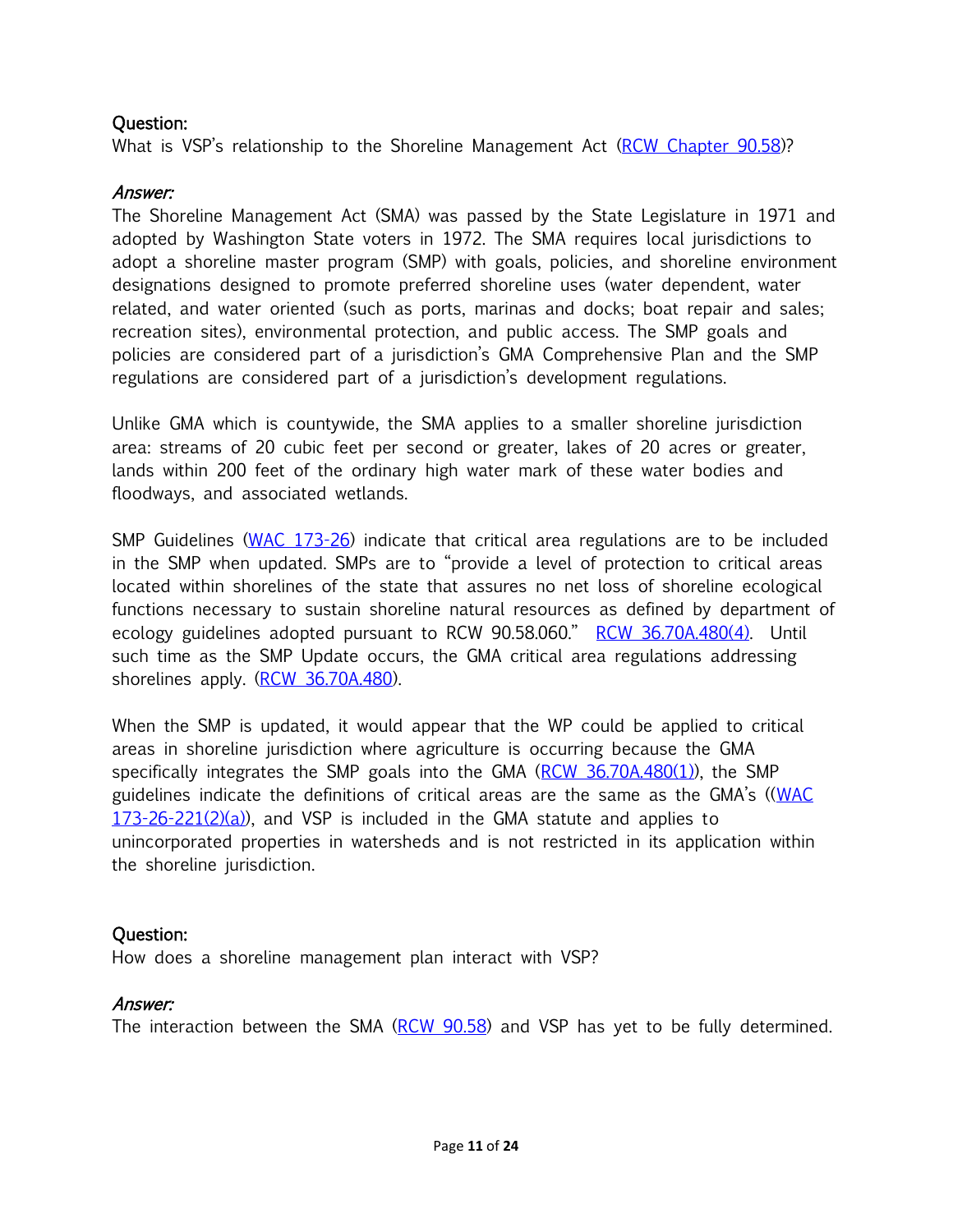Question:
What is VSP's relationship to the Shoreline Management Act (RCW Chapter 90.58)?

*Answer:*
The Shoreline Management Act (SMA) was passed by the State Legislature in 1971 and adopted by Washington State voters in 1972. The SMA requires local jurisdictions to adopt a shoreline master program (SMP) with goals, policies, and shoreline environment designations designed to promote preferred shoreline uses (water dependent, water related, and water oriented (such as ports, marinas and docks; boat repair and sales; recreation sites), environmental protection, and public access. The SMP goals and policies are considered part of a jurisdiction's GMA Comprehensive Plan and the SMP regulations are considered part of a jurisdiction's development regulations.

Unlike GMA which is countywide, the SMA applies to a smaller shoreline jurisdiction area: streams of 20 cubic feet per second or greater, lakes of 20 acres or greater, lands within 200 feet of the ordinary high water mark of these water bodies and floodways, and associated wetlands.

SMP Guidelines (WAC 173-26) indicate that critical area regulations are to be included in the SMP when updated. SMPs are to "provide a level of protection to critical areas located within shorelines of the state that assures no net loss of shoreline ecological functions necessary to sustain shoreline natural resources as defined by department of ecology guidelines adopted pursuant to RCW 90.58.060." RCW 36.70A.480(4). Until such time as the SMP Update occurs, the GMA critical area regulations addressing shorelines apply. (RCW 36.70A.480).

When the SMP is updated, it would appear that the WP could be applied to critical areas in shoreline jurisdiction where agriculture is occurring because the GMA specifically integrates the SMP goals into the GMA (RCW 36.70A.480(1)), the SMP guidelines indicate the definitions of critical areas are the same as the GMA's ((WAC 173-26-221(2)(a)), and VSP is included in the GMA statute and applies to unincorporated properties in watersheds and is not restricted in its application within the shoreline jurisdiction.

Question:
How does a shoreline management plan interact with VSP?

*Answer:*
The interaction between the SMA (RCW 90.58) and VSP has yet to be fully determined.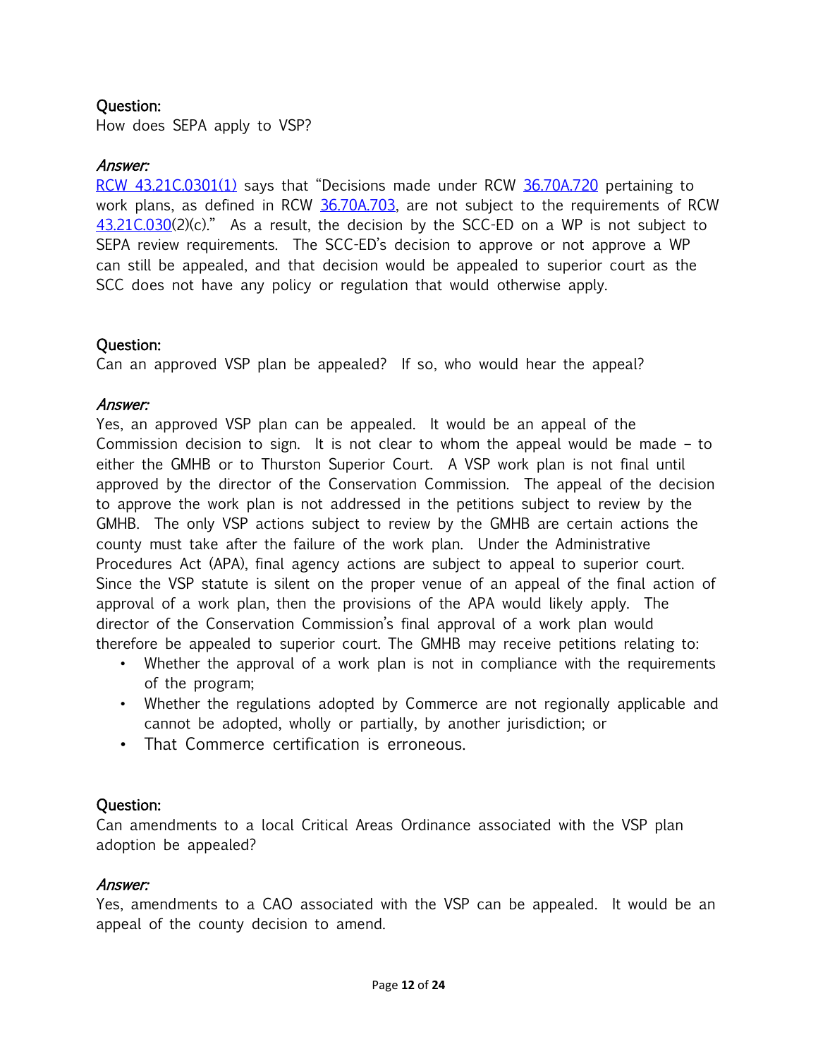**Question:**
How does SEPA apply to VSP?

***Answer:***
RCW 43.21C.0301(1) says that "Decisions made under RCW 36.70A.720 pertaining to work plans, as defined in RCW 36.70A.703, are not subject to the requirements of RCW 43.21C.030(2)(c)." As a result, the decision by the SCC-ED on a WP is not subject to SEPA review requirements. The SCC-ED's decision to approve or not approve a WP can still be appealed, and that decision would be appealed to superior court as the SCC does not have any policy or regulation that would otherwise apply.

**Question:**
Can an approved VSP plan be appealed? If so, who would hear the appeal?

***Answer:***
Yes, an approved VSP plan can be appealed. It would be an appeal of the Commission decision to sign. It is not clear to whom the appeal would be made – to either the GMHB or to Thurston Superior Court. A VSP work plan is not final until approved by the director of the Conservation Commission. The appeal of the decision to approve the work plan is not addressed in the petitions subject to review by the GMHB. The only VSP actions subject to review by the GMHB are certain actions the county must take after the failure of the work plan. Under the Administrative Procedures Act (APA), final agency actions are subject to appeal to superior court. Since the VSP statute is silent on the proper venue of an appeal of the final action of approval of a work plan, then the provisions of the APA would likely apply. The director of the Conservation Commission's final approval of a work plan would therefore be appealed to superior court. The GMHB may receive petitions relating to:

- Whether the approval of a work plan is not in compliance with the requirements of the program;
- Whether the regulations adopted by Commerce are not regionally applicable and cannot be adopted, wholly or partially, by another jurisdiction; or
- That Commerce certification is erroneous.

**Question:**
Can amendments to a local Critical Areas Ordinance associated with the VSP plan adoption be appealed?

***Answer:***
Yes, amendments to a CAO associated with the VSP can be appealed. It would be an appeal of the county decision to amend.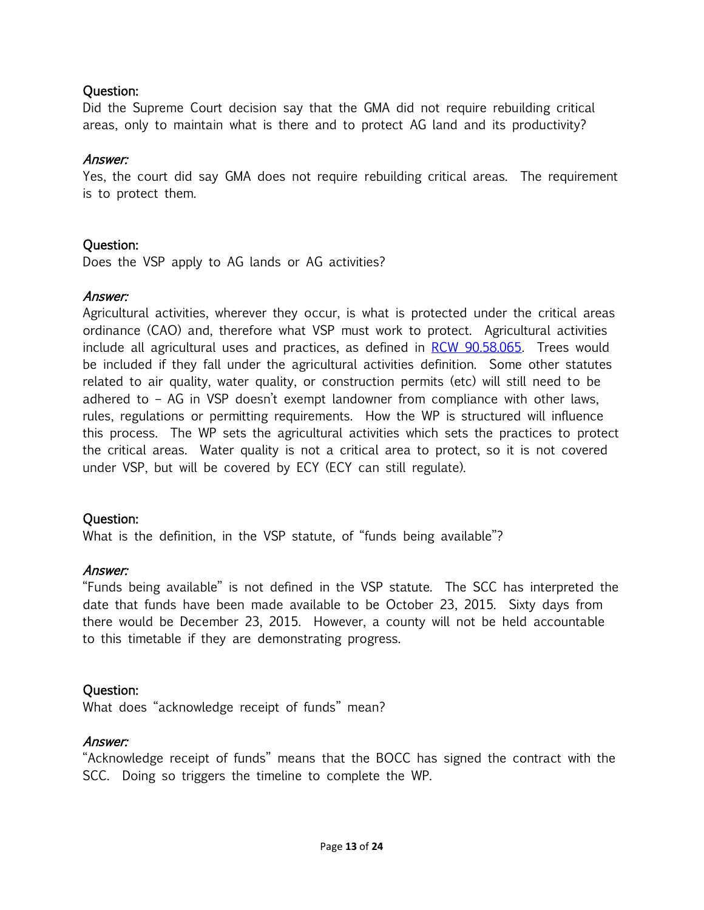**Question:**
Did the Supreme Court decision say that the GMA did not require rebuilding critical areas, only to maintain what is there and to protect AG land and its productivity?

*Answer:*
Yes, the court did say GMA does not require rebuilding critical areas. The requirement is to protect them.

**Question:**
Does the VSP apply to AG lands or AG activities?

*Answer:*
Agricultural activities, wherever they occur, is what is protected under the critical areas ordinance (CAO) and, therefore what VSP must work to protect. Agricultural activities include all agricultural uses and practices, as defined in [RCW 90.58.065](). Trees would be included if they fall under the agricultural activities definition. Some other statutes related to air quality, water quality, or construction permits (etc) will still need to be adhered to – AG in VSP doesn't exempt landowner from compliance with other laws, rules, regulations or permitting requirements. How the WP is structured will influence this process. The WP sets the agricultural activities which sets the practices to protect the critical areas. Water quality is not a critical area to protect, so it is not covered under VSP, but will be covered by ECY (ECY can still regulate).

**Question:**
What is the definition, in the VSP statute, of "funds being available"?

*Answer:*
"Funds being available" is not defined in the VSP statute. The SCC has interpreted the date that funds have been made available to be October 23, 2015. Sixty days from there would be December 23, 2015. However, a county will not be held accountable to this timetable if they are demonstrating progress.

**Question:**
What does "acknowledge receipt of funds" mean?

*Answer:*
"Acknowledge receipt of funds" means that the BOCC has signed the contract with the SCC. Doing so triggers the timeline to complete the WP.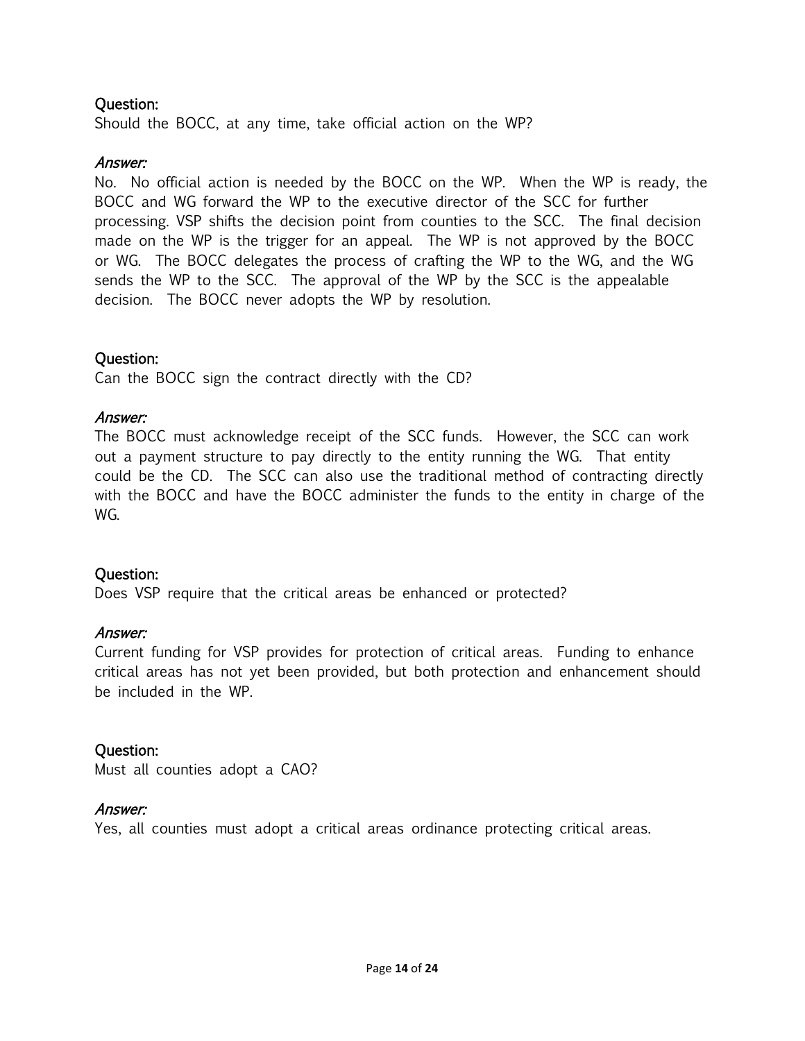Question:
Should the BOCC, at any time, take official action on the WP?

*Answer:*
No. No official action is needed by the BOCC on the WP. When the WP is ready, the BOCC and WG forward the WP to the executive director of the SCC for further processing. VSP shifts the decision point from counties to the SCC. The final decision made on the WP is the trigger for an appeal. The WP is not approved by the BOCC or WG. The BOCC delegates the process of crafting the WP to the WG, and the WG sends the WP to the SCC. The approval of the WP by the SCC is the appealable decision. The BOCC never adopts the WP by resolution.

Question:
Can the BOCC sign the contract directly with the CD?

*Answer:*
The BOCC must acknowledge receipt of the SCC funds. However, the SCC can work out a payment structure to pay directly to the entity running the WG. That entity could be the CD. The SCC can also use the traditional method of contracting directly with the BOCC and have the BOCC administer the funds to the entity in charge of the WG.

Question:
Does VSP require that the critical areas be enhanced or protected?

*Answer:*
Current funding for VSP provides for protection of critical areas. Funding to enhance critical areas has not yet been provided, but both protection and enhancement should be included in the WP.

Question:
Must all counties adopt a CAO?

*Answer:*
Yes, all counties must adopt a critical areas ordinance protecting critical areas.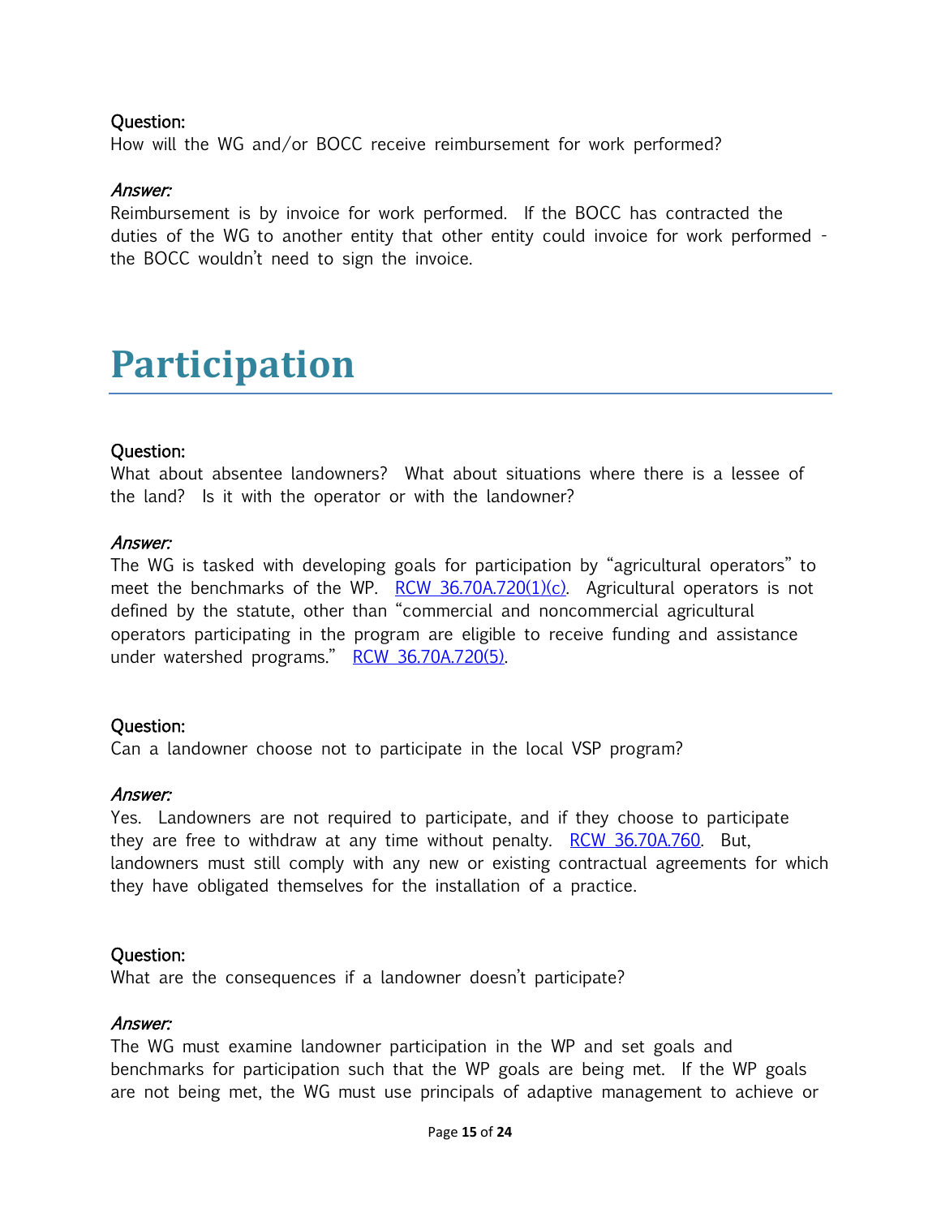**Question:**
How will the WG and/or BOCC receive reimbursement for work performed?

***Answer:***
Reimbursement is by invoice for work performed. If the BOCC has contracted the duties of the WG to another entity that other entity could invoice for work performed - the BOCC wouldn't need to sign the invoice.

# Participation

**Question:**
What about absentee landowners? What about situations where there is a lessee of the land? Is it with the operator or with the landowner?

***Answer:***
The WG is tasked with developing goals for participation by "agricultural operators" to meet the benchmarks of the WP. RCW 36.70A.720(1)(c). Agricultural operators is not defined by the statute, other than "commercial and noncommercial agricultural operators participating in the program are eligible to receive funding and assistance under watershed programs." RCW 36.70A.720(5).

**Question:**
Can a landowner choose not to participate in the local VSP program?

***Answer:***
Yes. Landowners are not required to participate, and if they choose to participate they are free to withdraw at any time without penalty. RCW 36.70A.760. But, landowners must still comply with any new or existing contractual agreements for which they have obligated themselves for the installation of a practice.

**Question:**
What are the consequences if a landowner doesn't participate?

***Answer:***
The WG must examine landowner participation in the WP and set goals and benchmarks for participation such that the WP goals are being met. If the WP goals are not being met, the WG must use principals of adaptive management to achieve or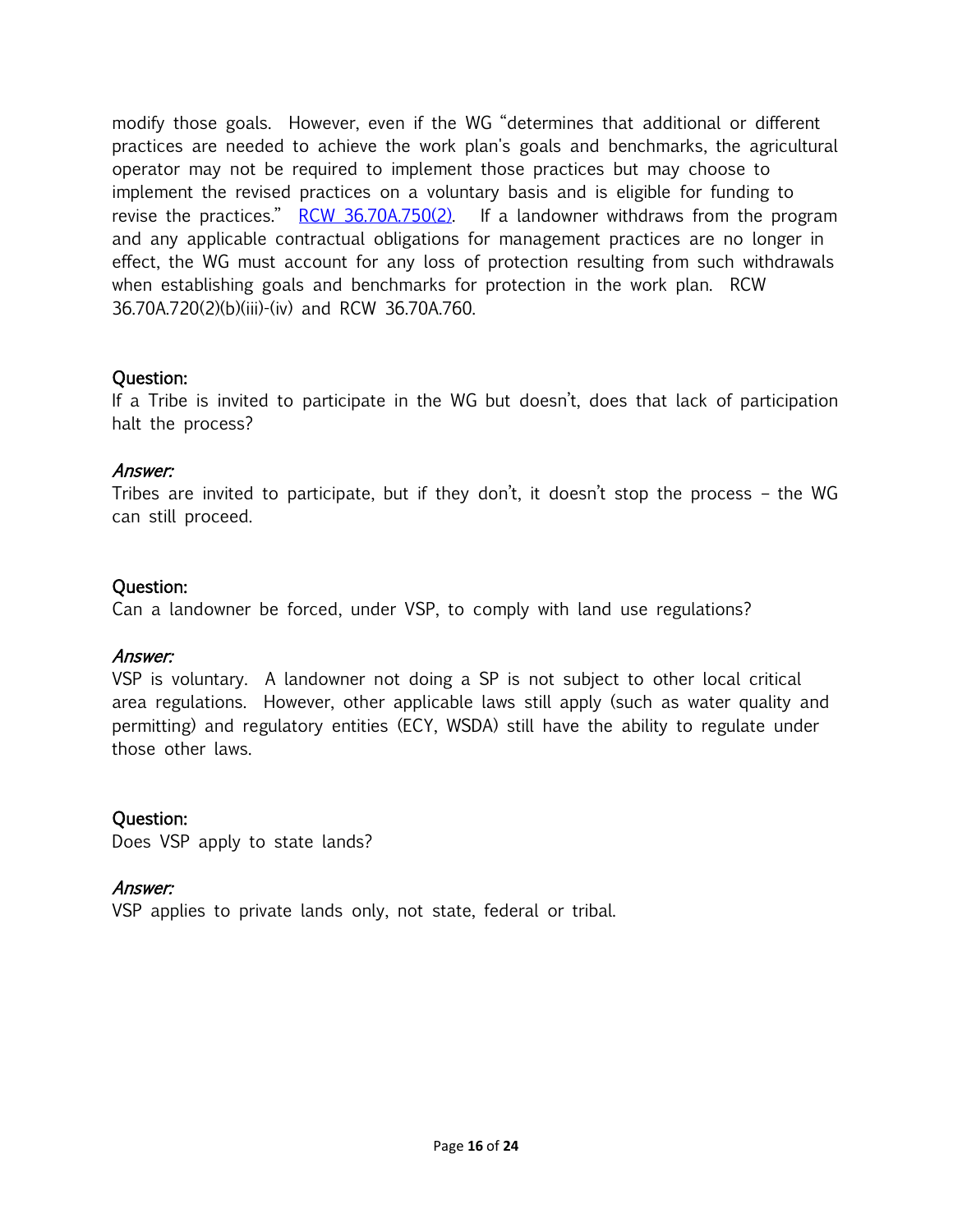modify those goals. However, even if the WG "determines that additional or different practices are needed to achieve the work plan's goals and benchmarks, the agricultural operator may not be required to implement those practices but may choose to implement the revised practices on a voluntary basis and is eligible for funding to revise the practices." [RCW 36.70A.750(2)](). If a landowner withdraws from the program and any applicable contractual obligations for management practices are no longer in effect, the WG must account for any loss of protection resulting from such withdrawals when establishing goals and benchmarks for protection in the work plan. RCW 36.70A.720(2)(b)(iii)-(iv) and RCW 36.70A.760.

**Question:**
If a Tribe is invited to participate in the WG but doesn't, does that lack of participation halt the process?

***Answer:***
Tribes are invited to participate, but if they don't, it doesn't stop the process – the WG can still proceed.

**Question:**
Can a landowner be forced, under VSP, to comply with land use regulations?

***Answer:***
VSP is voluntary. A landowner not doing a SP is not subject to other local critical area regulations. However, other applicable laws still apply (such as water quality and permitting) and regulatory entities (ECY, WSDA) still have the ability to regulate under those other laws.

**Question:**
Does VSP apply to state lands?

***Answer:***
VSP applies to private lands only, not state, federal or tribal.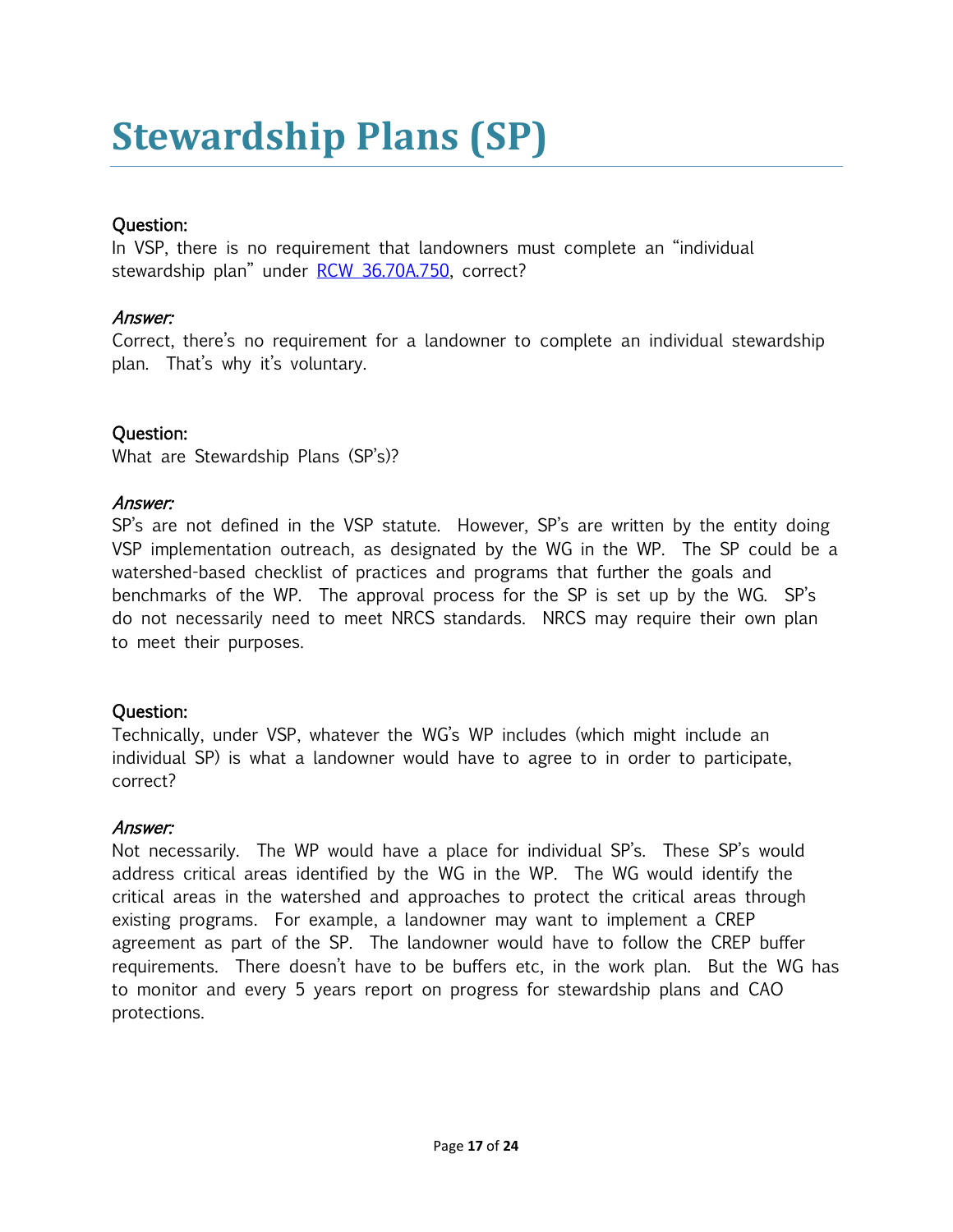# Stewardship Plans (SP)

**Question:**
In VSP, there is no requirement that landowners must complete an "individual stewardship plan" under [RCW 36.70A.750](), correct?

***Answer:***
Correct, there's no requirement for a landowner to complete an individual stewardship plan. That's why it's voluntary.

**Question:**
What are Stewardship Plans (SP's)?

***Answer:***
SP's are not defined in the VSP statute. However, SP's are written by the entity doing VSP implementation outreach, as designated by the WG in the WP. The SP could be a watershed-based checklist of practices and programs that further the goals and benchmarks of the WP. The approval process for the SP is set up by the WG. SP's do not necessarily need to meet NRCS standards. NRCS may require their own plan to meet their purposes.

**Question:**
Technically, under VSP, whatever the WG's WP includes (which might include an individual SP) is what a landowner would have to agree to in order to participate, correct?

***Answer:***
Not necessarily. The WP would have a place for individual SP's. These SP's would address critical areas identified by the WG in the WP. The WG would identify the critical areas in the watershed and approaches to protect the critical areas through existing programs. For example, a landowner may want to implement a CREP agreement as part of the SP. The landowner would have to follow the CREP buffer requirements. There doesn't have to be buffers etc, in the work plan. But the WG has to monitor and every 5 years report on progress for stewardship plans and CAO protections.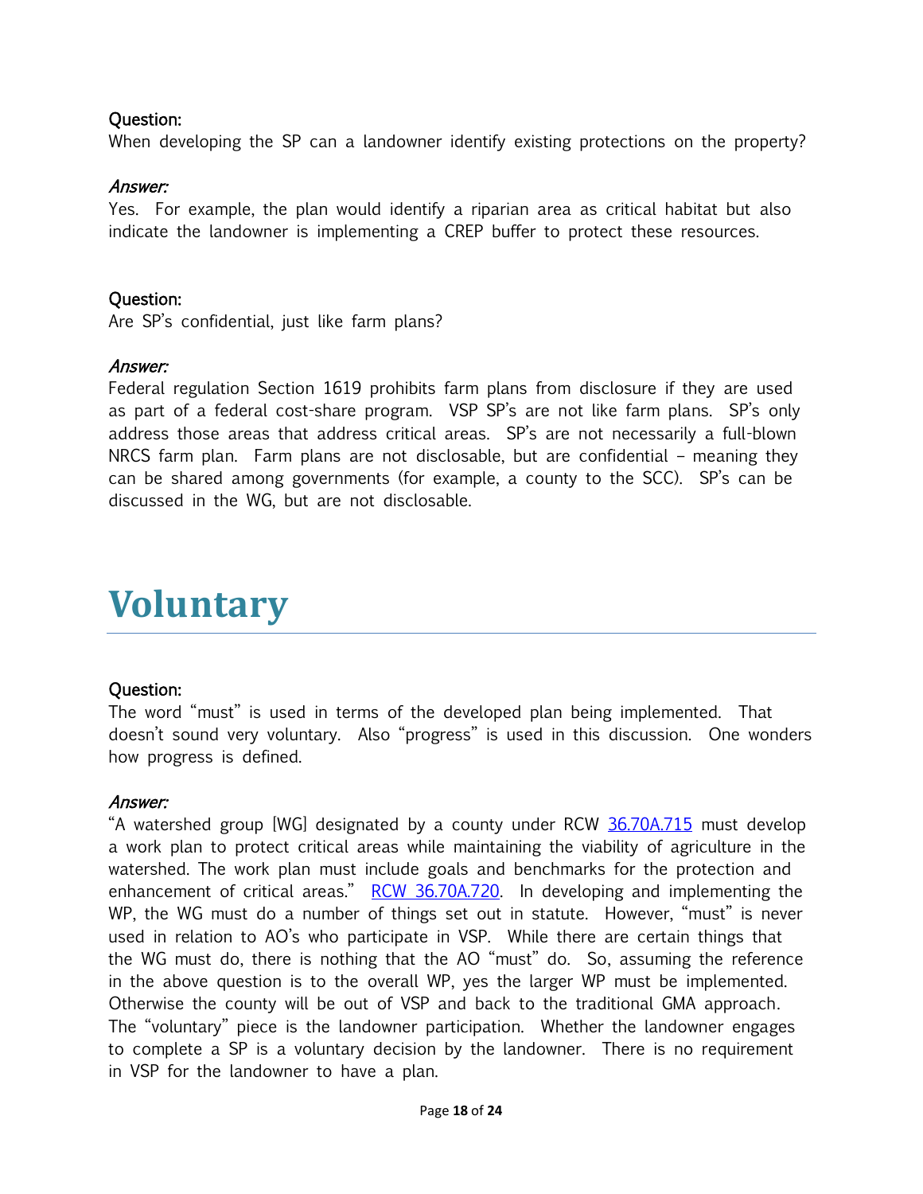**Question:**
When developing the SP can a landowner identify existing protections on the property?

***Answer:***
Yes. For example, the plan would identify a riparian area as critical habitat but also indicate the landowner is implementing a CREP buffer to protect these resources.

**Question:**
Are SP's confidential, just like farm plans?

***Answer:***
Federal regulation Section 1619 prohibits farm plans from disclosure if they are used as part of a federal cost-share program. VSP SP's are not like farm plans. SP's only address those areas that address critical areas. SP's are not necessarily a full-blown NRCS farm plan. Farm plans are not disclosable, but are confidential – meaning they can be shared among governments (for example, a county to the SCC). SP's can be discussed in the WG, but are not disclosable.

# Voluntary

**Question:**
The word "must" is used in terms of the developed plan being implemented. That doesn't sound very voluntary. Also "progress" is used in this discussion. One wonders how progress is defined.

***Answer:***
"A watershed group [WG] designated by a county under RCW [36.70A.715](36.70A.715) must develop a work plan to protect critical areas while maintaining the viability of agriculture in the watershed. The work plan must include goals and benchmarks for the protection and enhancement of critical areas." [RCW 36.70A.720](RCW 36.70A.720). In developing and implementing the WP, the WG must do a number of things set out in statute. However, "must" is never used in relation to AO's who participate in VSP. While there are certain things that the WG must do, there is nothing that the AO "must" do. So, assuming the reference in the above question is to the overall WP, yes the larger WP must be implemented. Otherwise the county will be out of VSP and back to the traditional GMA approach. The "voluntary" piece is the landowner participation. Whether the landowner engages to complete a SP is a voluntary decision by the landowner. There is no requirement in VSP for the landowner to have a plan.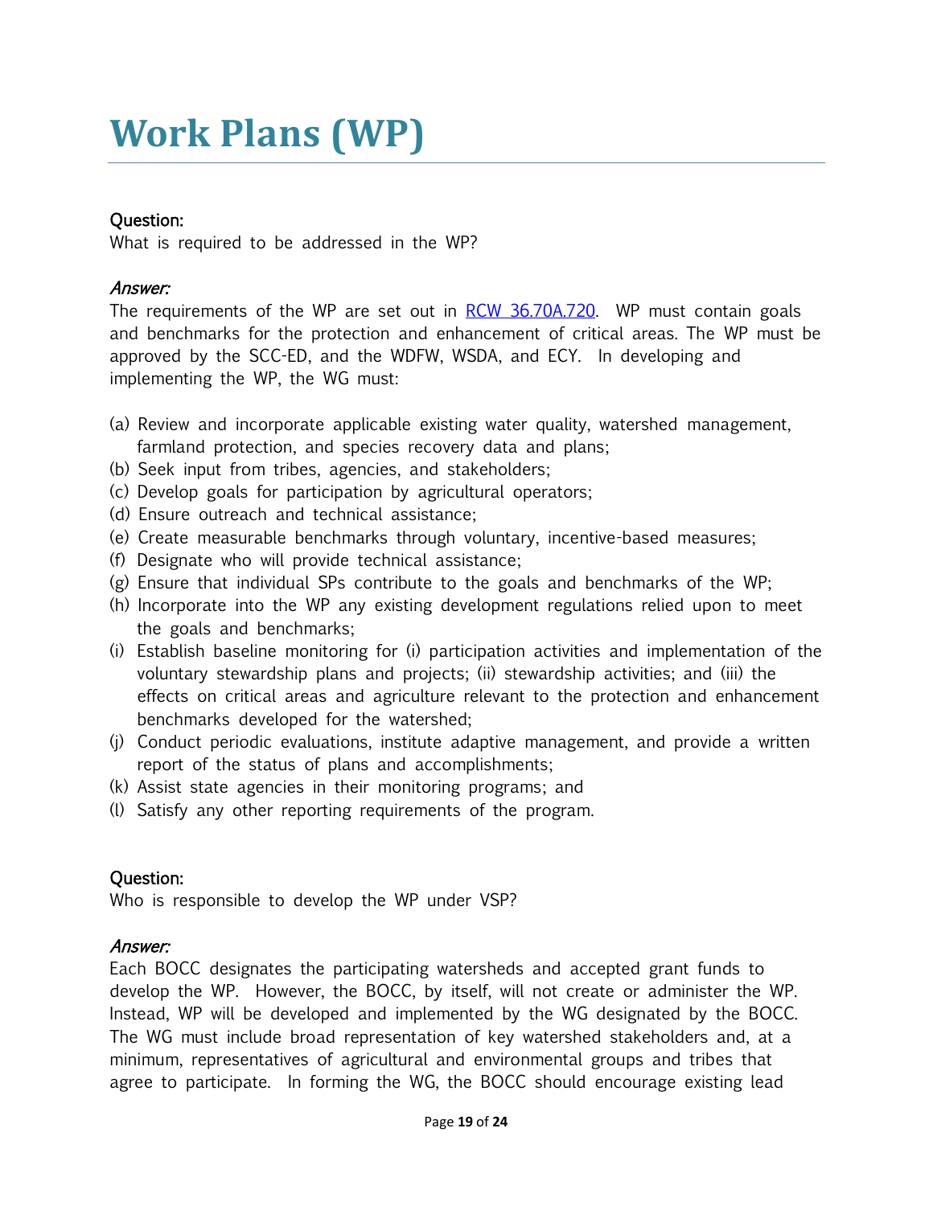# Work Plans (WP)

**Question:**
What is required to be addressed in the WP?

***Answer:***
The requirements of the WP are set out in [RCW 36.70A.720](). WP must contain goals and benchmarks for the protection and enhancement of critical areas. The WP must be approved by the SCC-ED, and the WDFW, WSDA, and ECY. In developing and implementing the WP, the WG must:

(a) Review and incorporate applicable existing water quality, watershed management, farmland protection, and species recovery data and plans;
(b) Seek input from tribes, agencies, and stakeholders;
(c) Develop goals for participation by agricultural operators;
(d) Ensure outreach and technical assistance;
(e) Create measurable benchmarks through voluntary, incentive-based measures;
(f) Designate who will provide technical assistance;
(g) Ensure that individual SPs contribute to the goals and benchmarks of the WP;
(h) Incorporate into the WP any existing development regulations relied upon to meet the goals and benchmarks;
(i) Establish baseline monitoring for (i) participation activities and implementation of the voluntary stewardship plans and projects; (ii) stewardship activities; and (iii) the effects on critical areas and agriculture relevant to the protection and enhancement benchmarks developed for the watershed;
(j) Conduct periodic evaluations, institute adaptive management, and provide a written report of the status of plans and accomplishments;
(k) Assist state agencies in their monitoring programs; and
(l) Satisfy any other reporting requirements of the program.

**Question:**
Who is responsible to develop the WP under VSP?

***Answer:***
Each BOCC designates the participating watersheds and accepted grant funds to develop the WP. However, the BOCC, by itself, will not create or administer the WP. Instead, WP will be developed and implemented by the WG designated by the BOCC. The WG must include broad representation of key watershed stakeholders and, at a minimum, representatives of agricultural and environmental groups and tribes that agree to participate. In forming the WG, the BOCC should encourage existing lead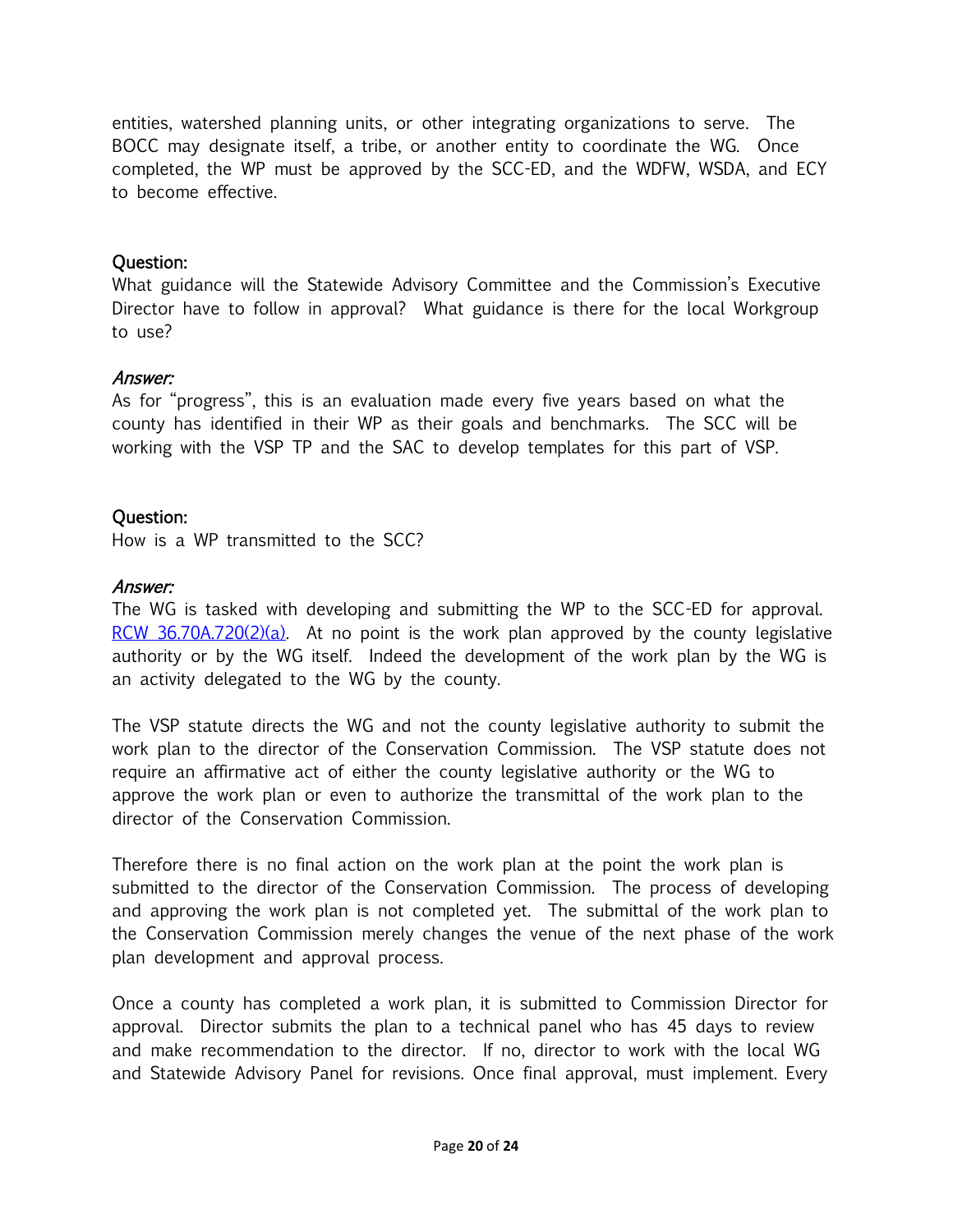entities, watershed planning units, or other integrating organizations to serve. The BOCC may designate itself, a tribe, or another entity to coordinate the WG. Once completed, the WP must be approved by the SCC-ED, and the WDFW, WSDA, and ECY to become effective.

**Question:**
What guidance will the Statewide Advisory Committee and the Commission's Executive Director have to follow in approval? What guidance is there for the local Workgroup to use?

***Answer:***
As for "progress", this is an evaluation made every five years based on what the county has identified in their WP as their goals and benchmarks. The SCC will be working with the VSP TP and the SAC to develop templates for this part of VSP.

**Question:**
How is a WP transmitted to the SCC?

***Answer:***
The WG is tasked with developing and submitting the WP to the SCC-ED for approval. [RCW 36.70A.720(2)(a)](). At no point is the work plan approved by the county legislative authority or by the WG itself. Indeed the development of the work plan by the WG is an activity delegated to the WG by the county.

The VSP statute directs the WG and not the county legislative authority to submit the work plan to the director of the Conservation Commission. The VSP statute does not require an affirmative act of either the county legislative authority or the WG to approve the work plan or even to authorize the transmittal of the work plan to the director of the Conservation Commission.

Therefore there is no final action on the work plan at the point the work plan is submitted to the director of the Conservation Commission. The process of developing and approving the work plan is not completed yet. The submittal of the work plan to the Conservation Commission merely changes the venue of the next phase of the work plan development and approval process.

Once a county has completed a work plan, it is submitted to Commission Director for approval. Director submits the plan to a technical panel who has 45 days to review and make recommendation to the director. If no, director to work with the local WG and Statewide Advisory Panel for revisions. Once final approval, must implement. Every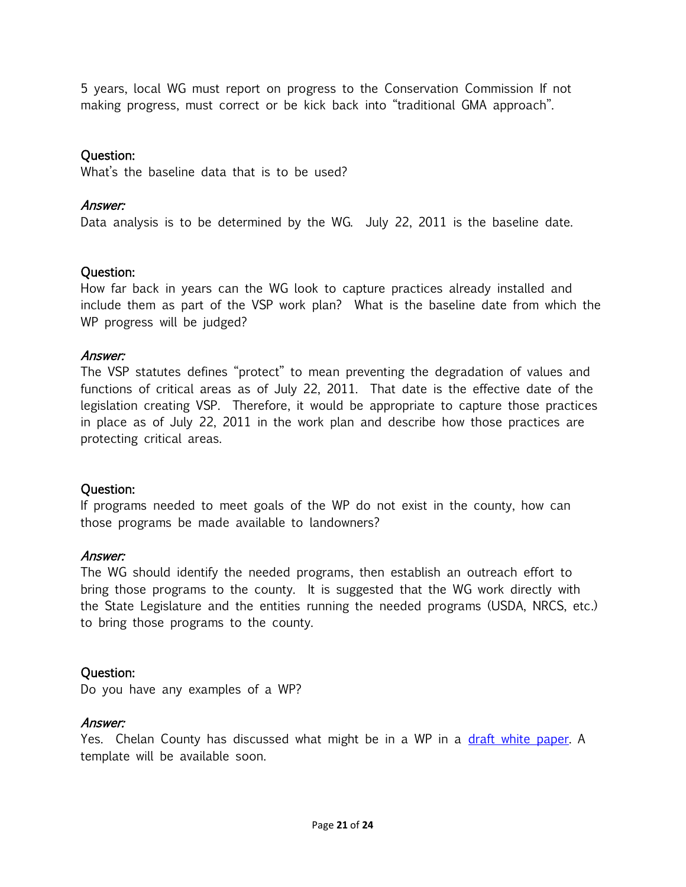5 years, local WG must report on progress to the Conservation Commission If not making progress, must correct or be kick back into "traditional GMA approach".

**Question:**
What's the baseline data that is to be used?

***Answer:***
Data analysis is to be determined by the WG. July 22, 2011 is the baseline date.

**Question:**
How far back in years can the WG look to capture practices already installed and include them as part of the VSP work plan? What is the baseline date from which the WP progress will be judged?

***Answer:***
The VSP statutes defines "protect" to mean preventing the degradation of values and functions of critical areas as of July 22, 2011. That date is the effective date of the legislation creating VSP. Therefore, it would be appropriate to capture those practices in place as of July 22, 2011 in the work plan and describe how those practices are protecting critical areas.

**Question:**
If programs needed to meet goals of the WP do not exist in the county, how can those programs be made available to landowners?

***Answer:***
The WG should identify the needed programs, then establish an outreach effort to bring those programs to the county. It is suggested that the WG work directly with the State Legislature and the entities running the needed programs (USDA, NRCS, etc.) to bring those programs to the county.

**Question:**
Do you have any examples of a WP?

***Answer:***
Yes. Chelan County has discussed what might be in a WP in a draft white paper. A template will be available soon.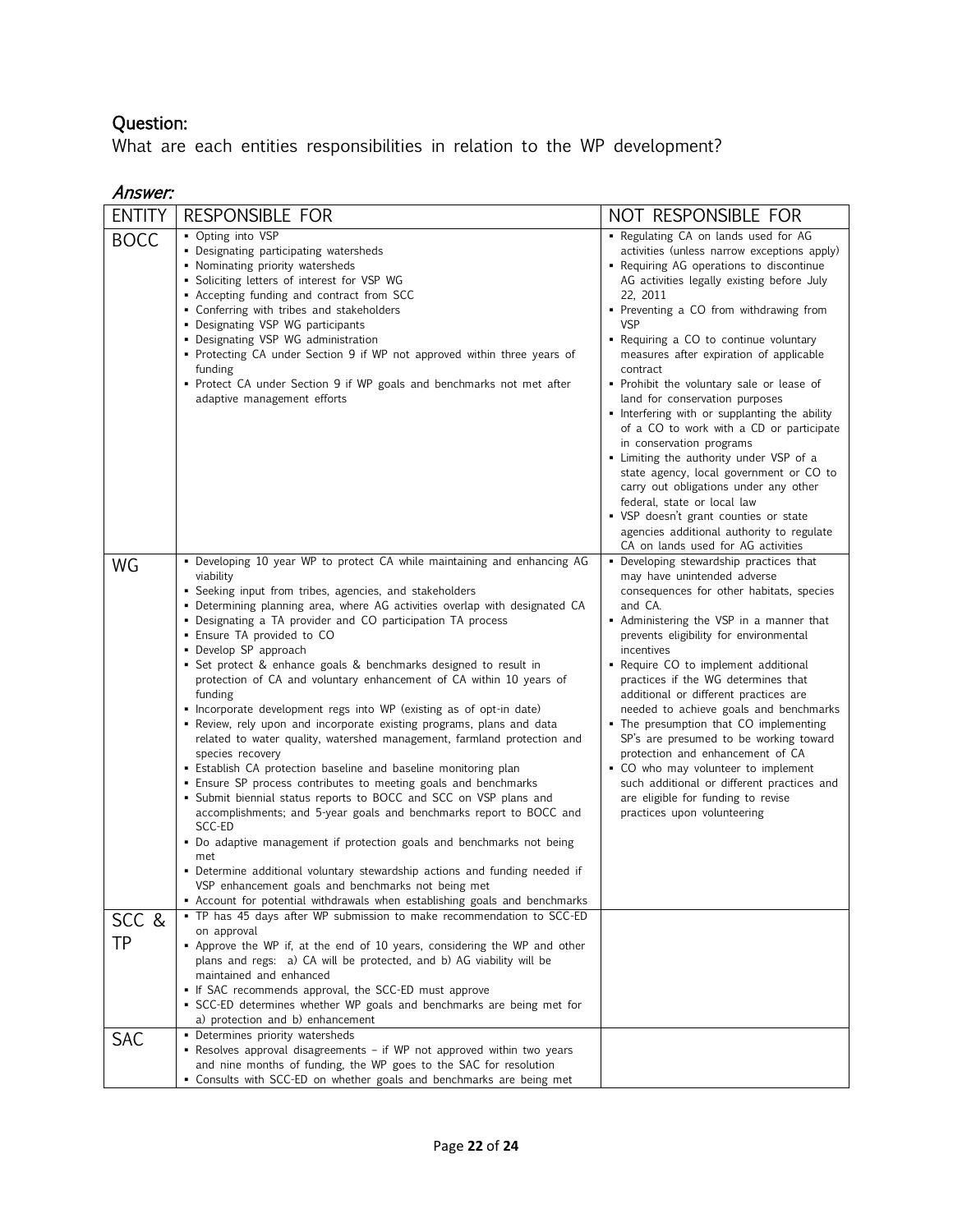## Question:

What are each entities responsibilities in relation to the WP development?

## *Answer:*

| ENTITY | RESPONSIBLE FOR | NOT RESPONSIBLE FOR |
|---|---|---|
| BOCC | ▪ Opting into VSP<br>▪ Designating participating watersheds<br>▪ Nominating priority watersheds<br>▪ Soliciting letters of interest for VSP WG<br>▪ Accepting funding and contract from SCC<br>▪ Conferring with tribes and stakeholders<br>▪ Designating VSP WG participants<br>▪ Designating VSP WG administration<br>▪ Protecting CA under Section 9 if WP not approved within three years of funding<br>▪ Protect CA under Section 9 if WP goals and benchmarks not met after adaptive management efforts | ▪ Regulating CA on lands used for AG activities (unless narrow exceptions apply)<br>▪ Requiring AG operations to discontinue AG activities legally existing before July 22, 2011<br>▪ Preventing a CO from withdrawing from VSP<br>▪ Requiring a CO to continue voluntary measures after expiration of applicable contract<br>▪ Prohibit the voluntary sale or lease of land for conservation purposes<br>▪ Interfering with or supplanting the ability of a CO to work with a CD or participate in conservation programs<br>▪ Limiting the authority under VSP of a state agency, local government or CO to carry out obligations under any other federal, state or local law<br>▪ VSP doesn't grant counties or state agencies additional authority to regulate CA on lands used for AG activities |
| WG | ▪ Developing 10 year WP to protect CA while maintaining and enhancing AG viability<br>▪ Seeking input from tribes, agencies, and stakeholders<br>▪ Determining planning area, where AG activities overlap with designated CA<br>▪ Designating a TA provider and CO participation TA process<br>▪ Ensure TA provided to CO<br>▪ Develop SP approach<br>▪ Set protect & enhance goals & benchmarks designed to result in protection of CA and voluntary enhancement of CA within 10 years of funding<br>▪ Incorporate development regs into WP (existing as of opt-in date)<br>▪ Review, rely upon and incorporate existing programs, plans and data related to water quality, watershed management, farmland protection and species recovery<br>▪ Establish CA protection baseline and baseline monitoring plan<br>▪ Ensure SP process contributes to meeting goals and benchmarks<br>▪ Submit biennial status reports to BOCC and SCC on VSP plans and accomplishments; and 5-year goals and benchmarks report to BOCC and SCC-ED<br>▪ Do adaptive management if protection goals and benchmarks not being met<br>▪ Determine additional voluntary stewardship actions and funding needed if VSP enhancement goals and benchmarks not being met<br>▪ Account for potential withdrawals when establishing goals and benchmarks | ▪ Developing stewardship practices that may have unintended adverse consequences for other habitats, species and CA.<br>▪ Administering the VSP in a manner that prevents eligibility for environmental incentives<br>▪ Require CO to implement additional practices if the WG determines that additional or different practices are needed to achieve goals and benchmarks<br>▪ The presumption that CO implementing SP's are presumed to be working toward protection and enhancement of CA<br>▪ CO who may volunteer to implement such additional or different practices and are eligible for funding to revise practices upon volunteering |
| SCC & TP | ▪ TP has 45 days after WP submission to make recommendation to SCC-ED on approval<br>▪ Approve the WP if, at the end of 10 years, considering the WP and other plans and regs: a) CA will be protected, and b) AG viability will be maintained and enhanced<br>▪ If SAC recommends approval, the SCC-ED must approve<br>▪ SCC-ED determines whether WP goals and benchmarks are being met for a) protection and b) enhancement | |
| SAC | ▪ Determines priority watersheds<br>▪ Resolves approval disagreements – if WP not approved within two years and nine months of funding, the WP goes to the SAC for resolution<br>▪ Consults with SCC-ED on whether goals and benchmarks are being met | |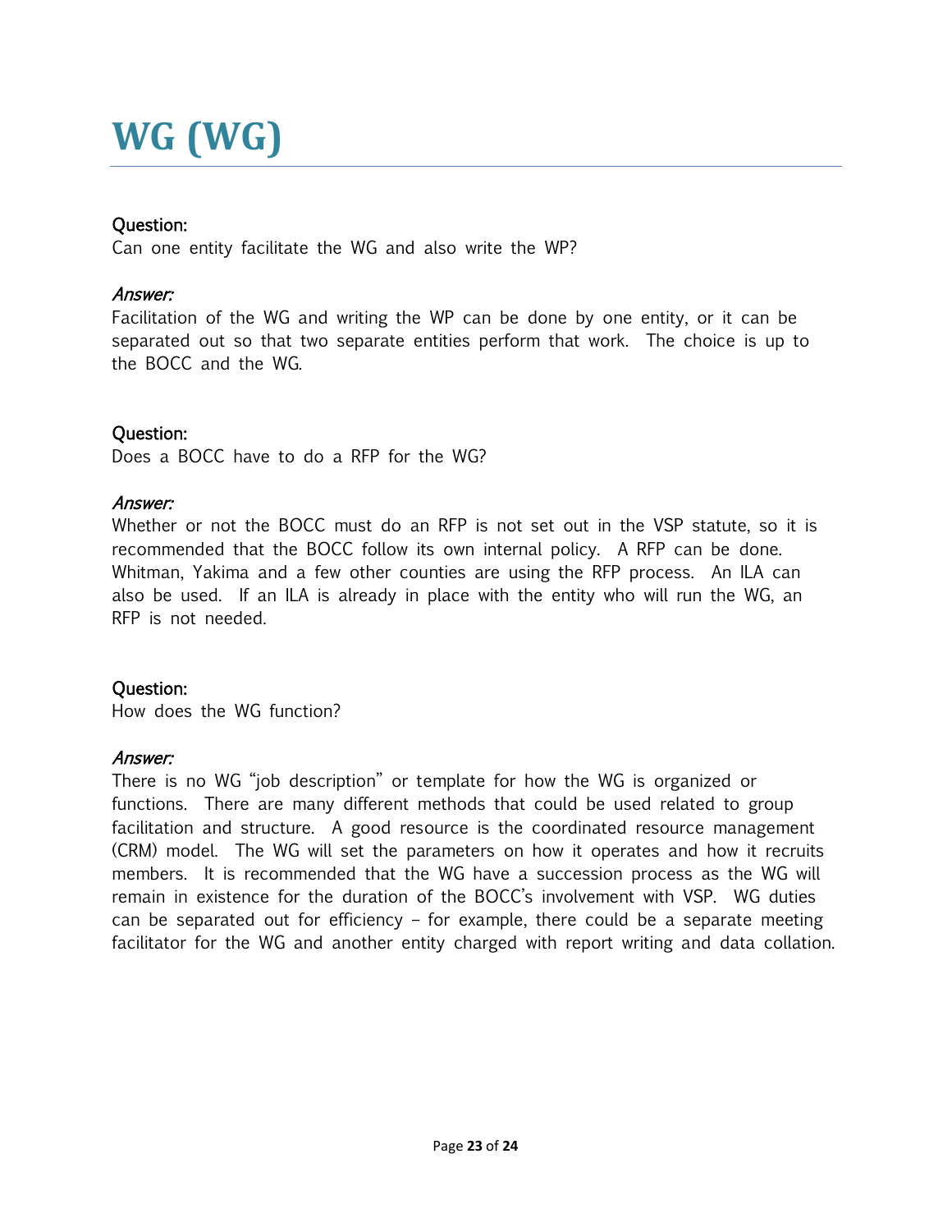# WG (WG)

**Question:**
Can one entity facilitate the WG and also write the WP?

*Answer:*
Facilitation of the WG and writing the WP can be done by one entity, or it can be separated out so that two separate entities perform that work. The choice is up to the BOCC and the WG.

**Question:**
Does a BOCC have to do a RFP for the WG?

*Answer:*
Whether or not the BOCC must do an RFP is not set out in the VSP statute, so it is recommended that the BOCC follow its own internal policy. A RFP can be done. Whitman, Yakima and a few other counties are using the RFP process. An ILA can also be used. If an ILA is already in place with the entity who will run the WG, an RFP is not needed.

**Question:**
How does the WG function?

*Answer:*
There is no WG "job description" or template for how the WG is organized or functions. There are many different methods that could be used related to group facilitation and structure. A good resource is the coordinated resource management (CRM) model. The WG will set the parameters on how it operates and how it recruits members. It is recommended that the WG have a succession process as the WG will remain in existence for the duration of the BOCC's involvement with VSP. WG duties can be separated out for efficiency – for example, there could be a separate meeting facilitator for the WG and another entity charged with report writing and data collation.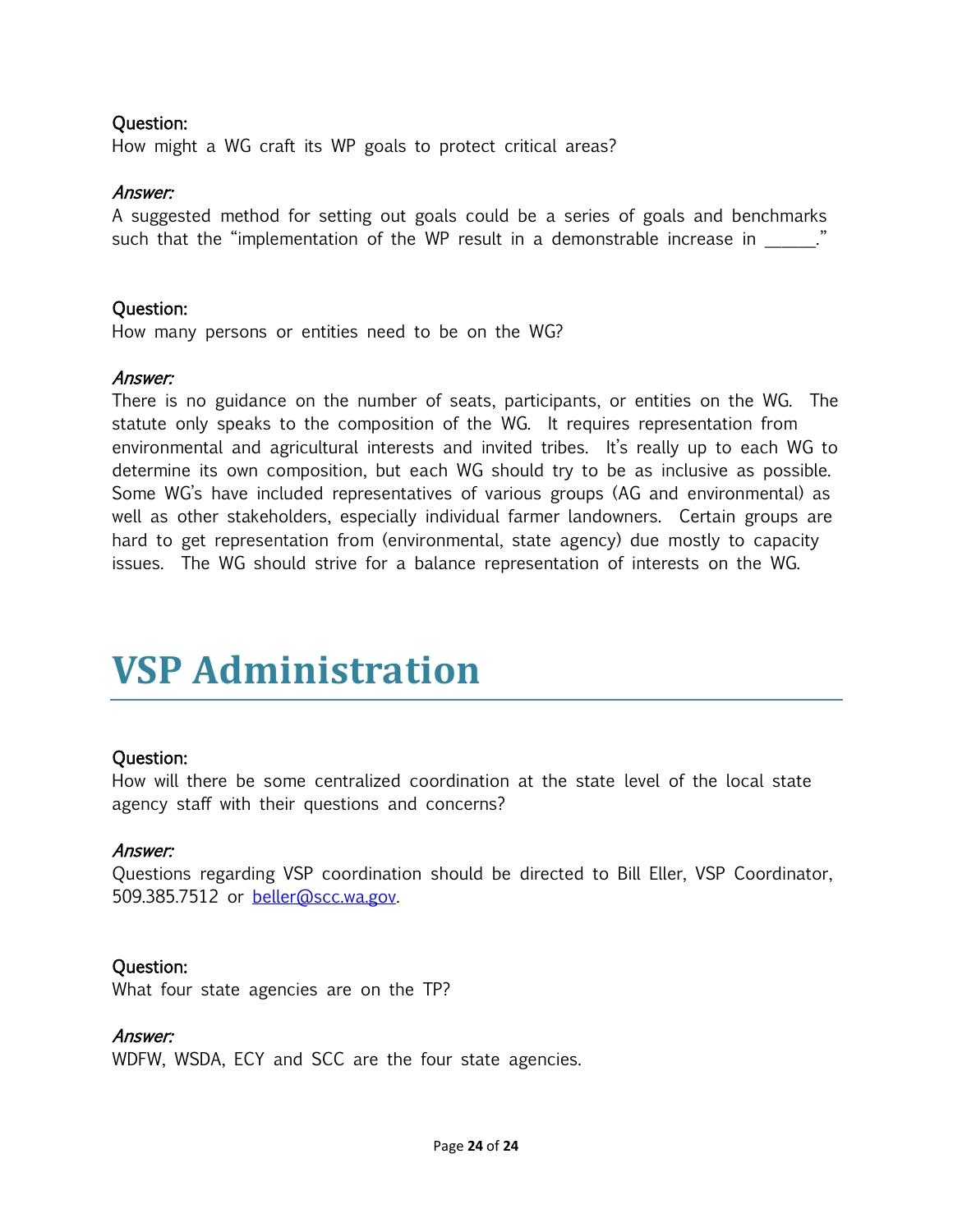**Question:**
How might a WG craft its WP goals to protect critical areas?

***Answer:***
A suggested method for setting out goals could be a series of goals and benchmarks such that the "implementation of the WP result in a demonstrable increase in ______."

**Question:**
How many persons or entities need to be on the WG?

***Answer:***
There is no guidance on the number of seats, participants, or entities on the WG. The statute only speaks to the composition of the WG. It requires representation from environmental and agricultural interests and invited tribes. It's really up to each WG to determine its own composition, but each WG should try to be as inclusive as possible. Some WG's have included representatives of various groups (AG and environmental) as well as other stakeholders, especially individual farmer landowners. Certain groups are hard to get representation from (environmental, state agency) due mostly to capacity issues. The WG should strive for a balance representation of interests on the WG.

# VSP Administration

**Question:**
How will there be some centralized coordination at the state level of the local state agency staff with their questions and concerns?

***Answer:***
Questions regarding VSP coordination should be directed to Bill Eller, VSP Coordinator, 509.385.7512 or beller@scc.wa.gov.

**Question:**
What four state agencies are on the TP?

***Answer:***
WDFW, WSDA, ECY and SCC are the four state agencies.